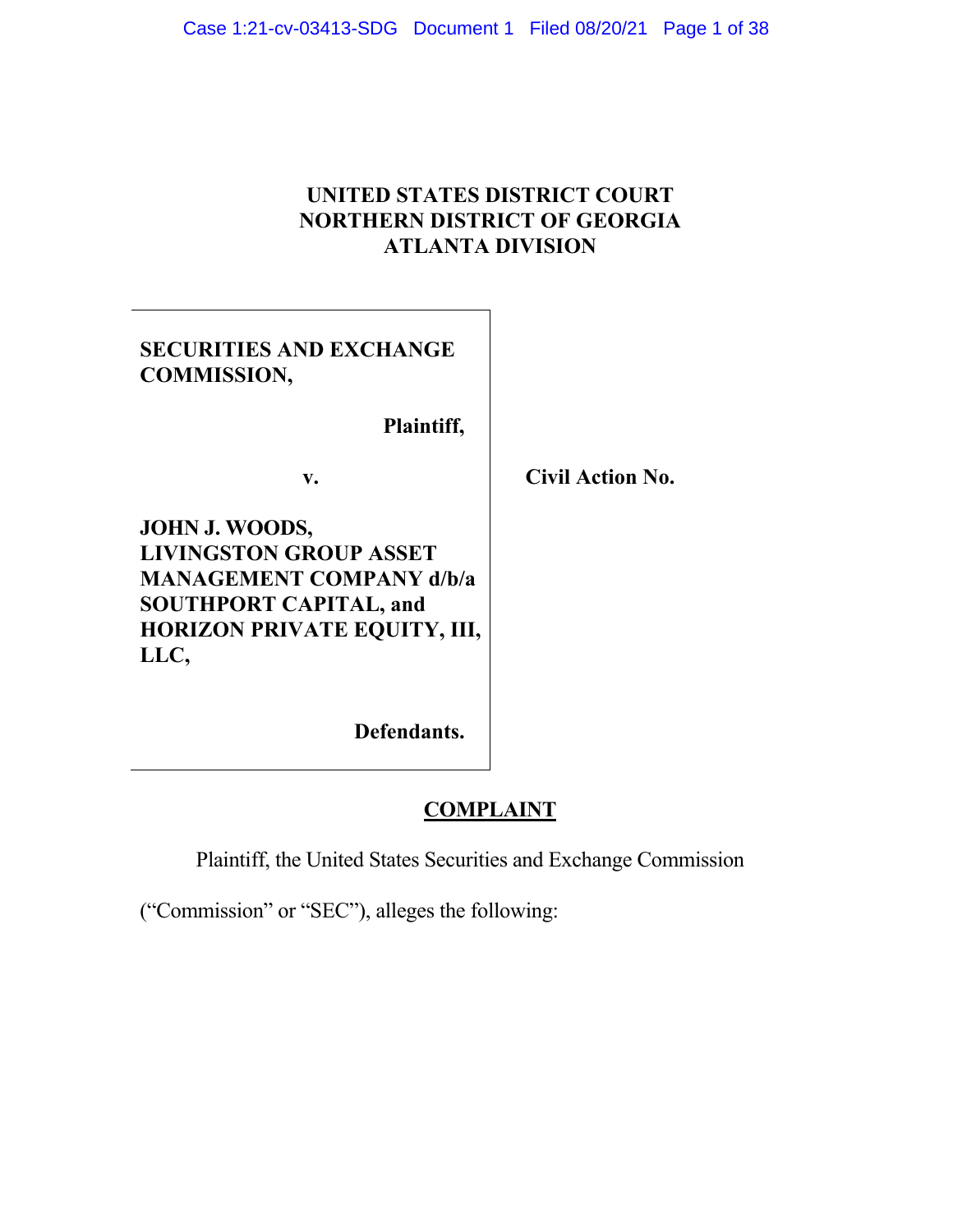# UNITED STATES DISTRICT COURT
# NORTHERN DISTRICT OF GEORGIA
# ATLANTA DIVISION

| | |
|---|---|
| **SECURITIES AND EXCHANGE COMMISSION,**<br><br>**Plaintiff,**<br><br>**v.**<br><br>**JOHN J. WOODS, LIVINGSTON GROUP ASSET MANAGEMENT COMPANY d/b/a SOUTHPORT CAPITAL, and HORIZON PRIVATE EQUITY, III, LLC,**<br><br>**Defendants.** | **Civil Action No.** |

## COMPLAINT

Plaintiff, the United States Securities and Exchange Commission ("Commission" or "SEC"), alleges the following: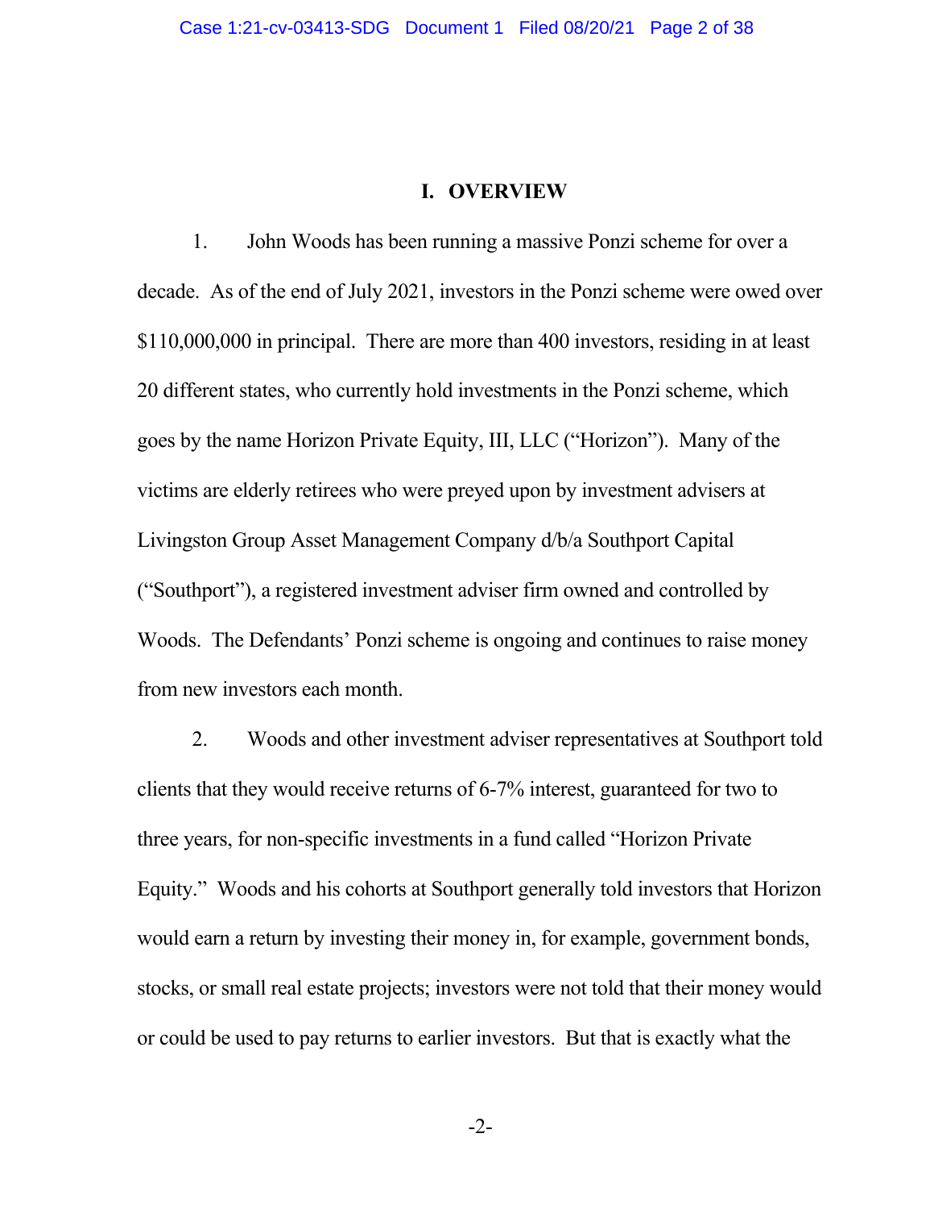## I. OVERVIEW

1. John Woods has been running a massive Ponzi scheme for over a decade. As of the end of July 2021, investors in the Ponzi scheme were owed over $110,000,000 in principal. There are more than 400 investors, residing in at least 20 different states, who currently hold investments in the Ponzi scheme, which goes by the name Horizon Private Equity, III, LLC ("Horizon"). Many of the victims are elderly retirees who were preyed upon by investment advisers at Livingston Group Asset Management Company d/b/a Southport Capital ("Southport"), a registered investment adviser firm owned and controlled by Woods. The Defendants' Ponzi scheme is ongoing and continues to raise money from new investors each month.

2. Woods and other investment adviser representatives at Southport told clients that they would receive returns of 6-7% interest, guaranteed for two to three years, for non-specific investments in a fund called "Horizon Private Equity." Woods and his cohorts at Southport generally told investors that Horizon would earn a return by investing their money in, for example, government bonds, stocks, or small real estate projects; investors were not told that their money would or could be used to pay returns to earlier investors. But that is exactly what the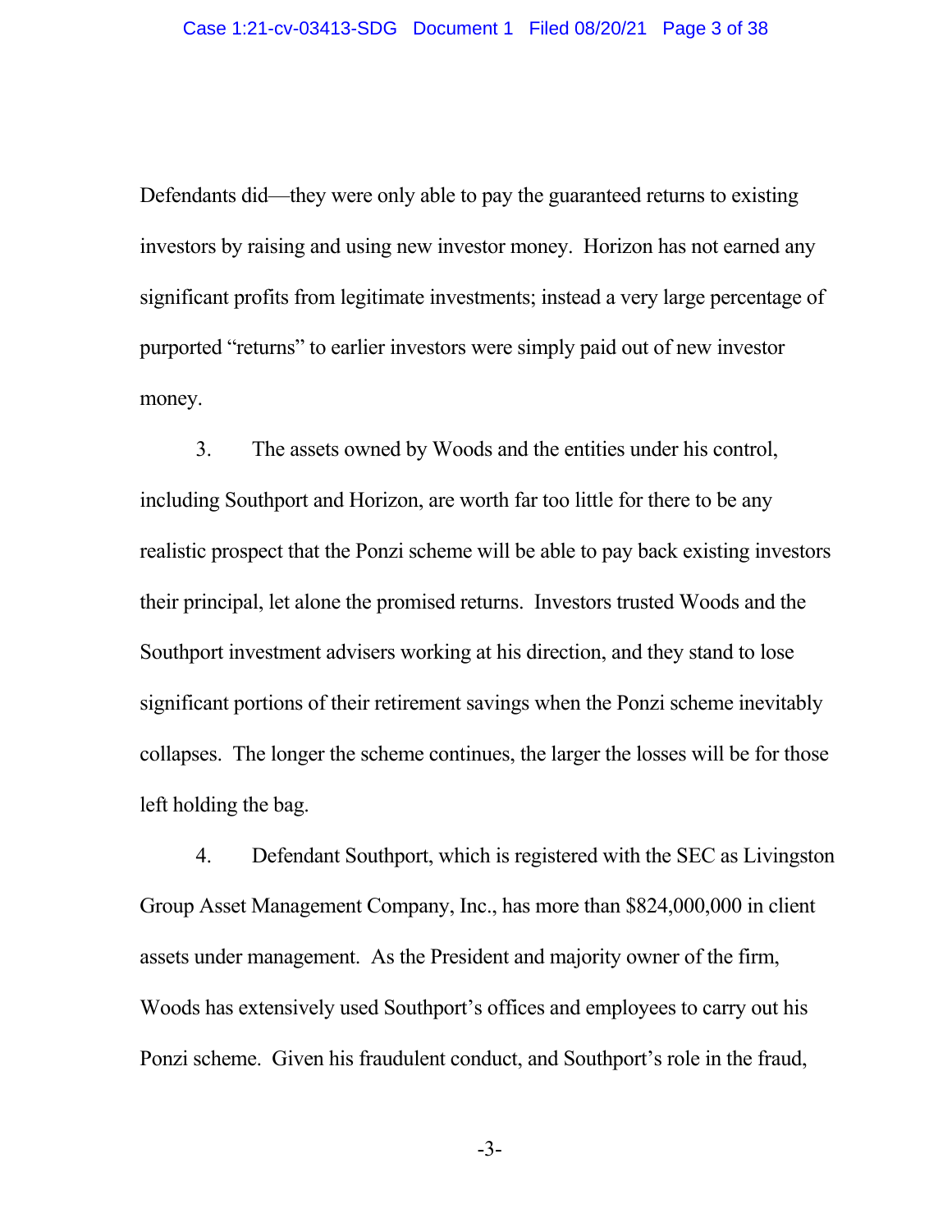Defendants did—they were only able to pay the guaranteed returns to existing investors by raising and using new investor money. Horizon has not earned any significant profits from legitimate investments; instead a very large percentage of purported "returns" to earlier investors were simply paid out of new investor money.

3. The assets owned by Woods and the entities under his control, including Southport and Horizon, are worth far too little for there to be any realistic prospect that the Ponzi scheme will be able to pay back existing investors their principal, let alone the promised returns. Investors trusted Woods and the Southport investment advisers working at his direction, and they stand to lose significant portions of their retirement savings when the Ponzi scheme inevitably collapses. The longer the scheme continues, the larger the losses will be for those left holding the bag.

4. Defendant Southport, which is registered with the SEC as Livingston Group Asset Management Company, Inc., has more than $824,000,000 in client assets under management. As the President and majority owner of the firm, Woods has extensively used Southport's offices and employees to carry out his Ponzi scheme. Given his fraudulent conduct, and Southport's role in the fraud,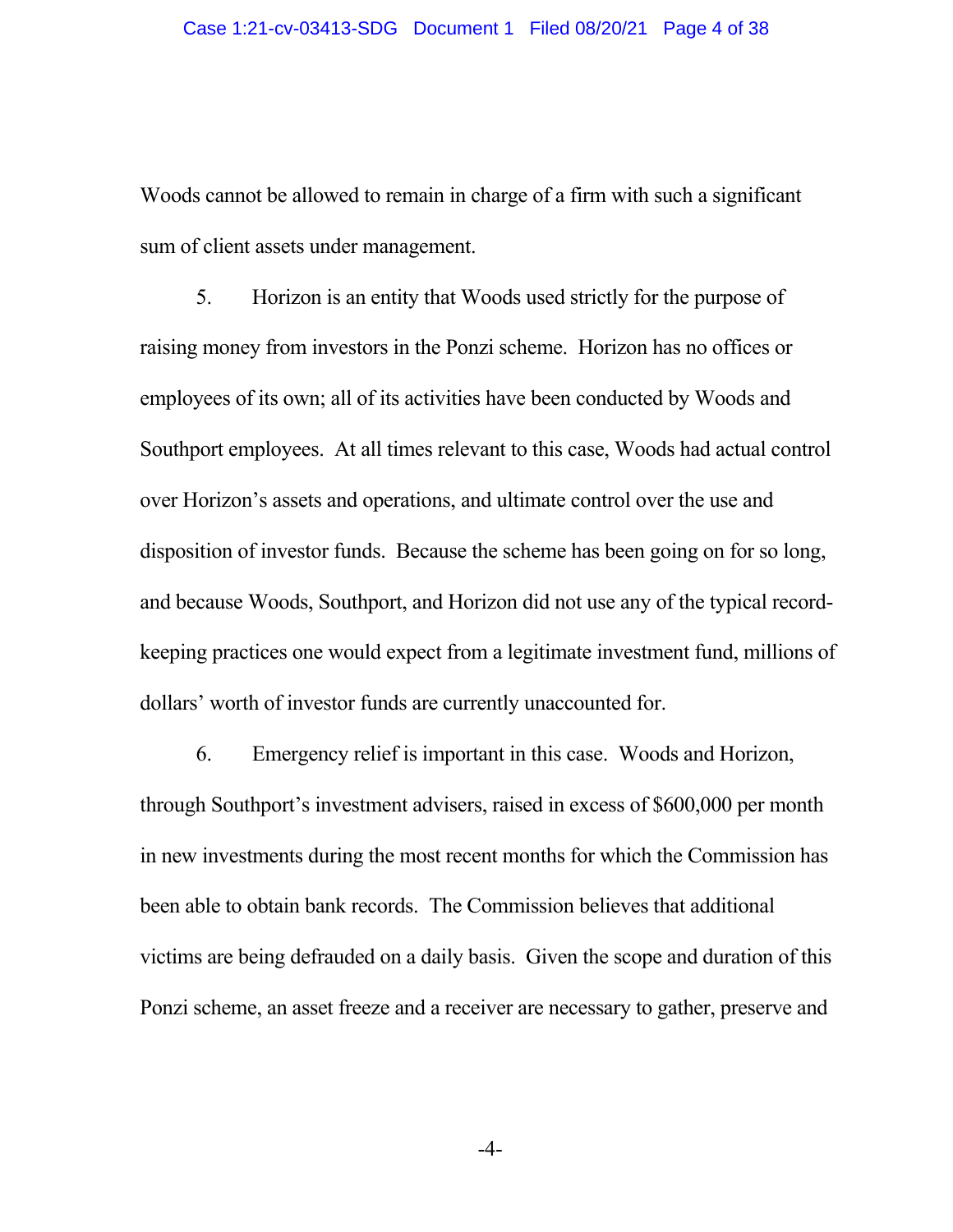Woods cannot be allowed to remain in charge of a firm with such a significant sum of client assets under management.

5. Horizon is an entity that Woods used strictly for the purpose of raising money from investors in the Ponzi scheme. Horizon has no offices or employees of its own; all of its activities have been conducted by Woods and Southport employees. At all times relevant to this case, Woods had actual control over Horizon's assets and operations, and ultimate control over the use and disposition of investor funds. Because the scheme has been going on for so long, and because Woods, Southport, and Horizon did not use any of the typical record-keeping practices one would expect from a legitimate investment fund, millions of dollars' worth of investor funds are currently unaccounted for.

6. Emergency relief is important in this case. Woods and Horizon, through Southport's investment advisers, raised in excess of $600,000 per month in new investments during the most recent months for which the Commission has been able to obtain bank records. The Commission believes that additional victims are being defrauded on a daily basis. Given the scope and duration of this Ponzi scheme, an asset freeze and a receiver are necessary to gather, preserve and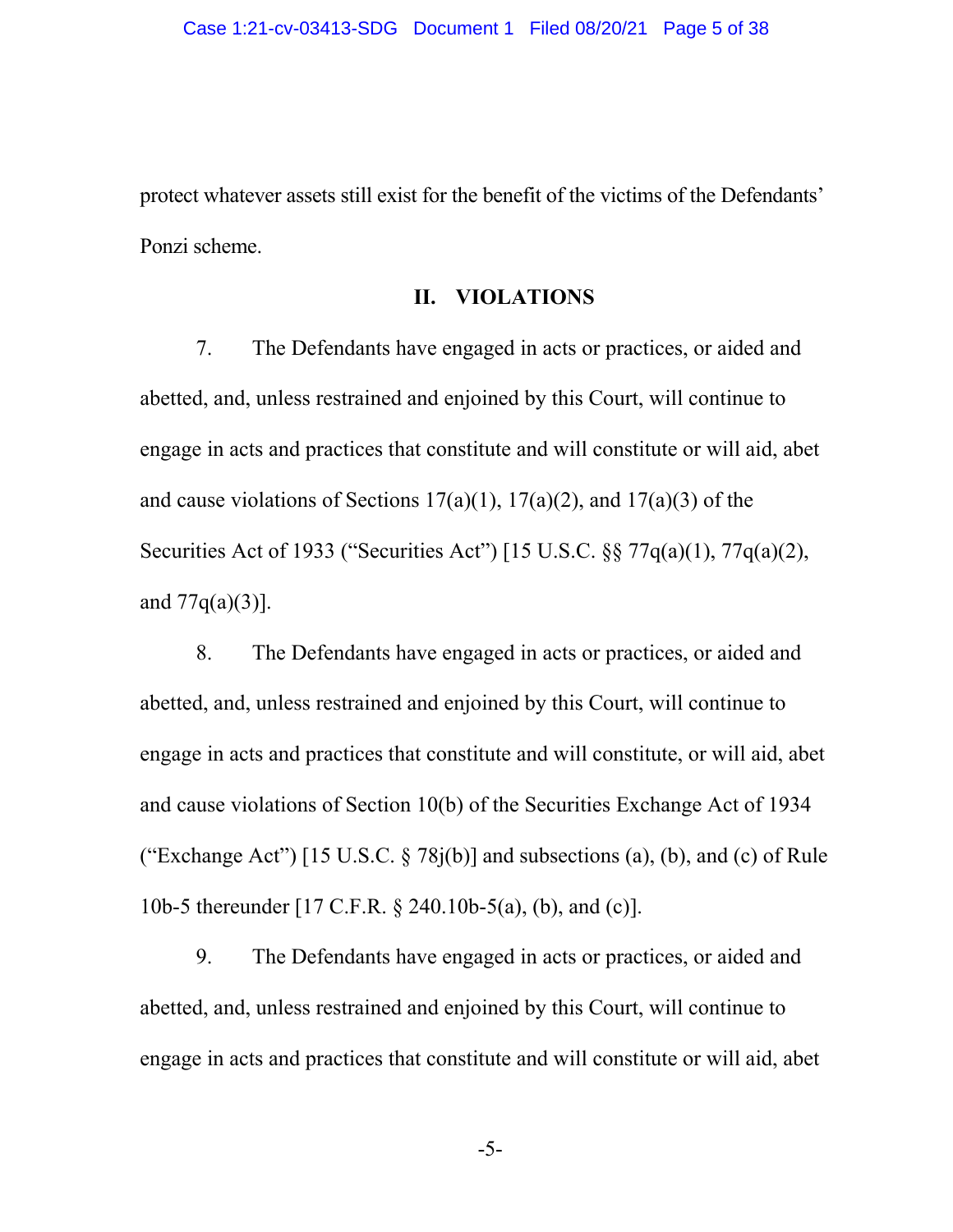protect whatever assets still exist for the benefit of the victims of the Defendants' Ponzi scheme.

## II. VIOLATIONS

7. The Defendants have engaged in acts or practices, or aided and abetted, and, unless restrained and enjoined by this Court, will continue to engage in acts and practices that constitute and will constitute or will aid, abet and cause violations of Sections 17(a)(1), 17(a)(2), and 17(a)(3) of the Securities Act of 1933 ("Securities Act") [15 U.S.C. §§ 77q(a)(1), 77q(a)(2), and 77q(a)(3)].

8. The Defendants have engaged in acts or practices, or aided and abetted, and, unless restrained and enjoined by this Court, will continue to engage in acts and practices that constitute and will constitute, or will aid, abet and cause violations of Section 10(b) of the Securities Exchange Act of 1934 ("Exchange Act") [15 U.S.C. § 78j(b)] and subsections (a), (b), and (c) of Rule 10b-5 thereunder [17 C.F.R. § 240.10b-5(a), (b), and (c)].

9. The Defendants have engaged in acts or practices, or aided and abetted, and, unless restrained and enjoined by this Court, will continue to engage in acts and practices that constitute and will constitute or will aid, abet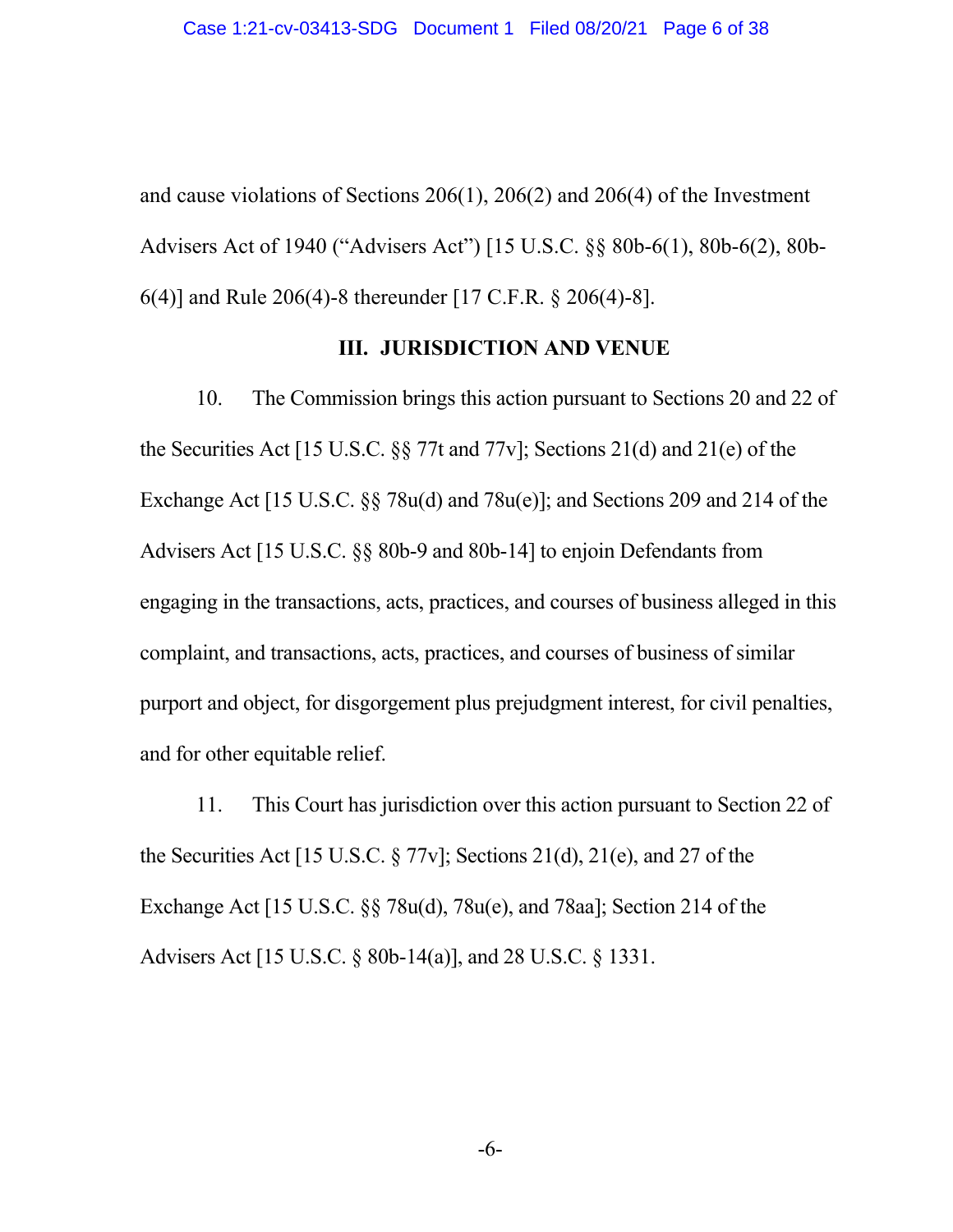and cause violations of Sections 206(1), 206(2) and 206(4) of the Investment Advisers Act of 1940 ("Advisers Act") [15 U.S.C. §§ 80b-6(1), 80b-6(2), 80b-6(4)] and Rule 206(4)-8 thereunder [17 C.F.R. § 206(4)-8].

## III. JURISDICTION AND VENUE

10. The Commission brings this action pursuant to Sections 20 and 22 of the Securities Act [15 U.S.C. §§ 77t and 77v]; Sections 21(d) and 21(e) of the Exchange Act [15 U.S.C. §§ 78u(d) and 78u(e)]; and Sections 209 and 214 of the Advisers Act [15 U.S.C. §§ 80b-9 and 80b-14] to enjoin Defendants from engaging in the transactions, acts, practices, and courses of business alleged in this complaint, and transactions, acts, practices, and courses of business of similar purport and object, for disgorgement plus prejudgment interest, for civil penalties, and for other equitable relief.

11. This Court has jurisdiction over this action pursuant to Section 22 of the Securities Act [15 U.S.C. § 77v]; Sections 21(d), 21(e), and 27 of the Exchange Act [15 U.S.C. §§ 78u(d), 78u(e), and 78aa]; Section 214 of the Advisers Act [15 U.S.C. § 80b-14(a)], and 28 U.S.C. § 1331.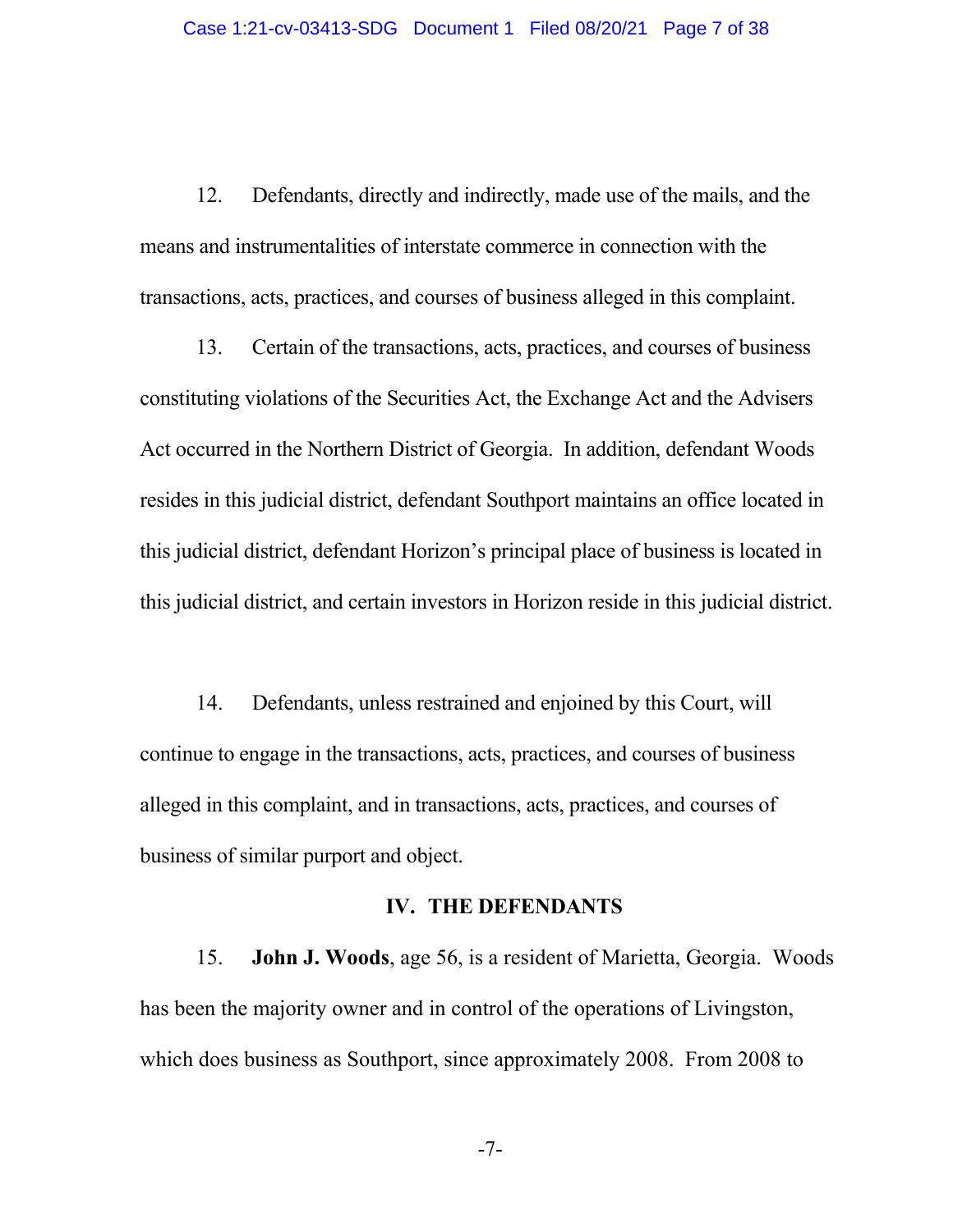12. Defendants, directly and indirectly, made use of the mails, and the means and instrumentalities of interstate commerce in connection with the transactions, acts, practices, and courses of business alleged in this complaint.

13. Certain of the transactions, acts, practices, and courses of business constituting violations of the Securities Act, the Exchange Act and the Advisers Act occurred in the Northern District of Georgia. In addition, defendant Woods resides in this judicial district, defendant Southport maintains an office located in this judicial district, defendant Horizon's principal place of business is located in this judicial district, and certain investors in Horizon reside in this judicial district.

14. Defendants, unless restrained and enjoined by this Court, will continue to engage in the transactions, acts, practices, and courses of business alleged in this complaint, and in transactions, acts, practices, and courses of business of similar purport and object.

## IV. THE DEFENDANTS

15. **John J. Woods**, age 56, is a resident of Marietta, Georgia. Woods has been the majority owner and in control of the operations of Livingston, which does business as Southport, since approximately 2008. From 2008 to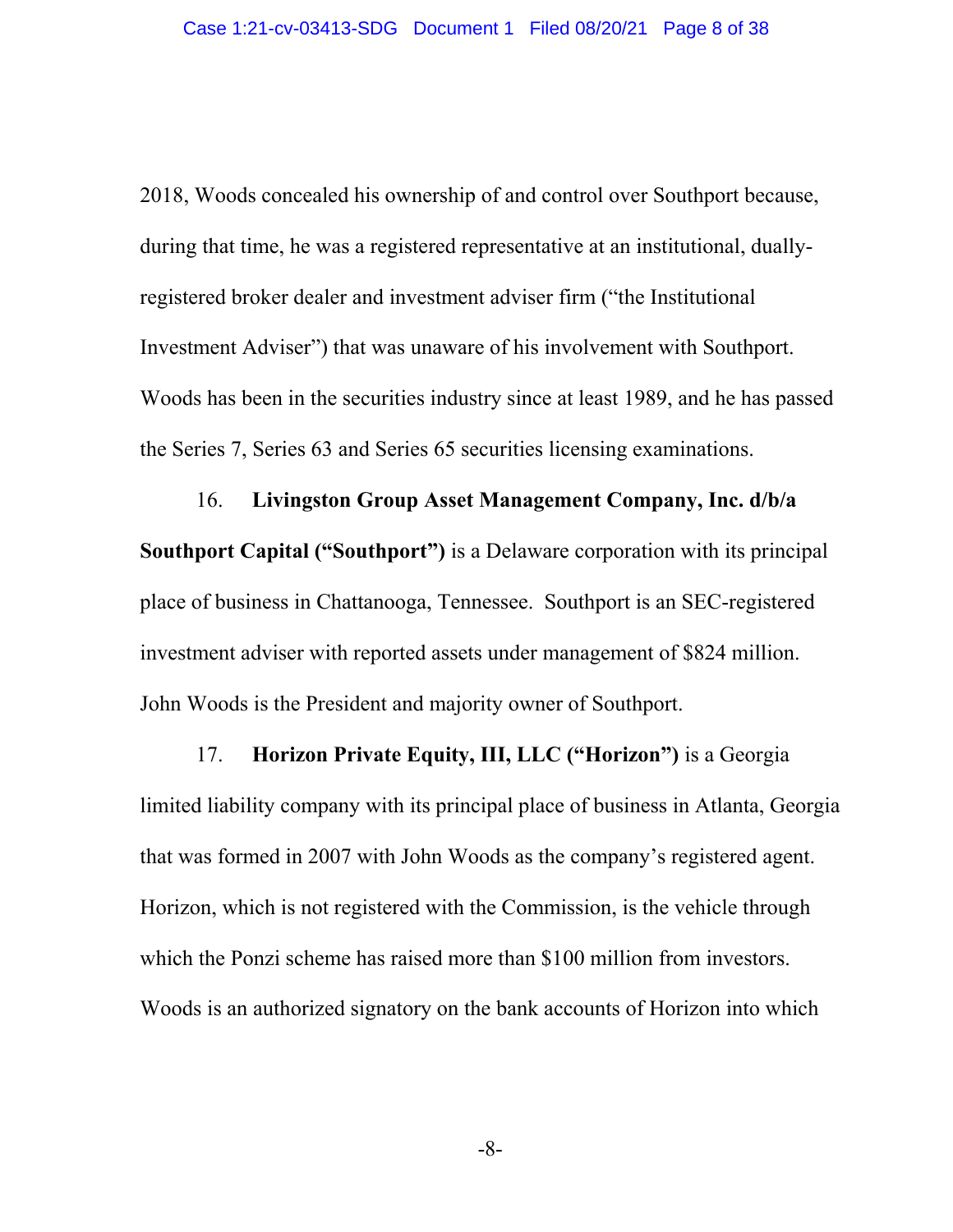2018, Woods concealed his ownership of and control over Southport because, during that time, he was a registered representative at an institutional, dually-registered broker dealer and investment adviser firm ("the Institutional Investment Adviser") that was unaware of his involvement with Southport. Woods has been in the securities industry since at least 1989, and he has passed the Series 7, Series 63 and Series 65 securities licensing examinations.

16. **Livingston Group Asset Management Company, Inc. d/b/a Southport Capital ("Southport")** is a Delaware corporation with its principal place of business in Chattanooga, Tennessee. Southport is an SEC-registered investment adviser with reported assets under management of $824 million. John Woods is the President and majority owner of Southport.

17. **Horizon Private Equity, III, LLC ("Horizon")** is a Georgia limited liability company with its principal place of business in Atlanta, Georgia that was formed in 2007 with John Woods as the company's registered agent. Horizon, which is not registered with the Commission, is the vehicle through which the Ponzi scheme has raised more than $100 million from investors. Woods is an authorized signatory on the bank accounts of Horizon into which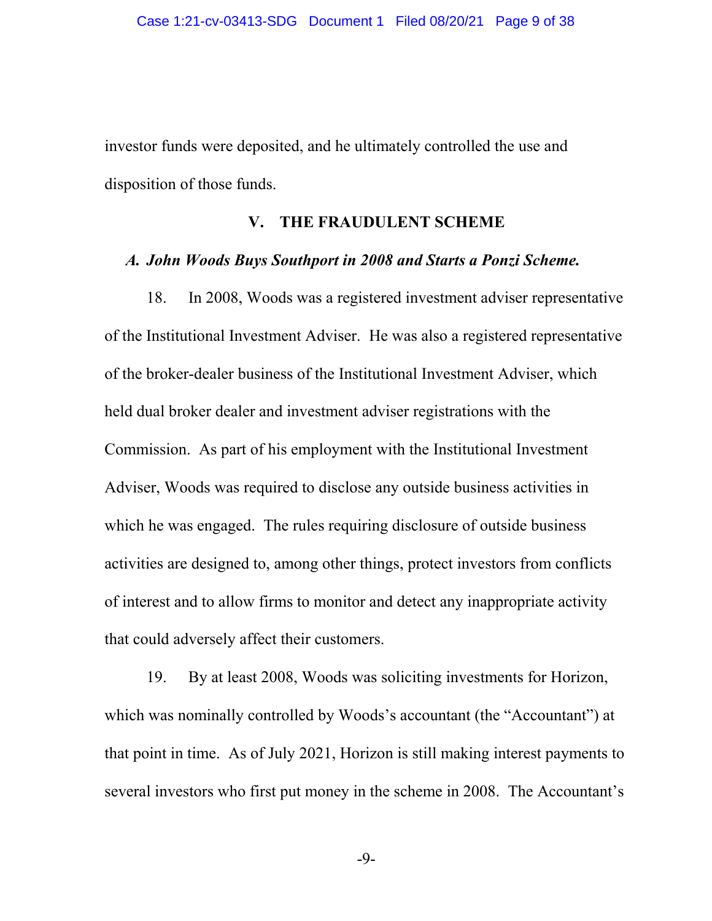investor funds were deposited, and he ultimately controlled the use and disposition of those funds.

## V. THE FRAUDULENT SCHEME

### *A. John Woods Buys Southport in 2008 and Starts a Ponzi Scheme.*

18. In 2008, Woods was a registered investment adviser representative of the Institutional Investment Adviser. He was also a registered representative of the broker-dealer business of the Institutional Investment Adviser, which held dual broker dealer and investment adviser registrations with the Commission. As part of his employment with the Institutional Investment Adviser, Woods was required to disclose any outside business activities in which he was engaged. The rules requiring disclosure of outside business activities are designed to, among other things, protect investors from conflicts of interest and to allow firms to monitor and detect any inappropriate activity that could adversely affect their customers.

19. By at least 2008, Woods was soliciting investments for Horizon, which was nominally controlled by Woods's accountant (the "Accountant") at that point in time. As of July 2021, Horizon is still making interest payments to several investors who first put money in the scheme in 2008. The Accountant's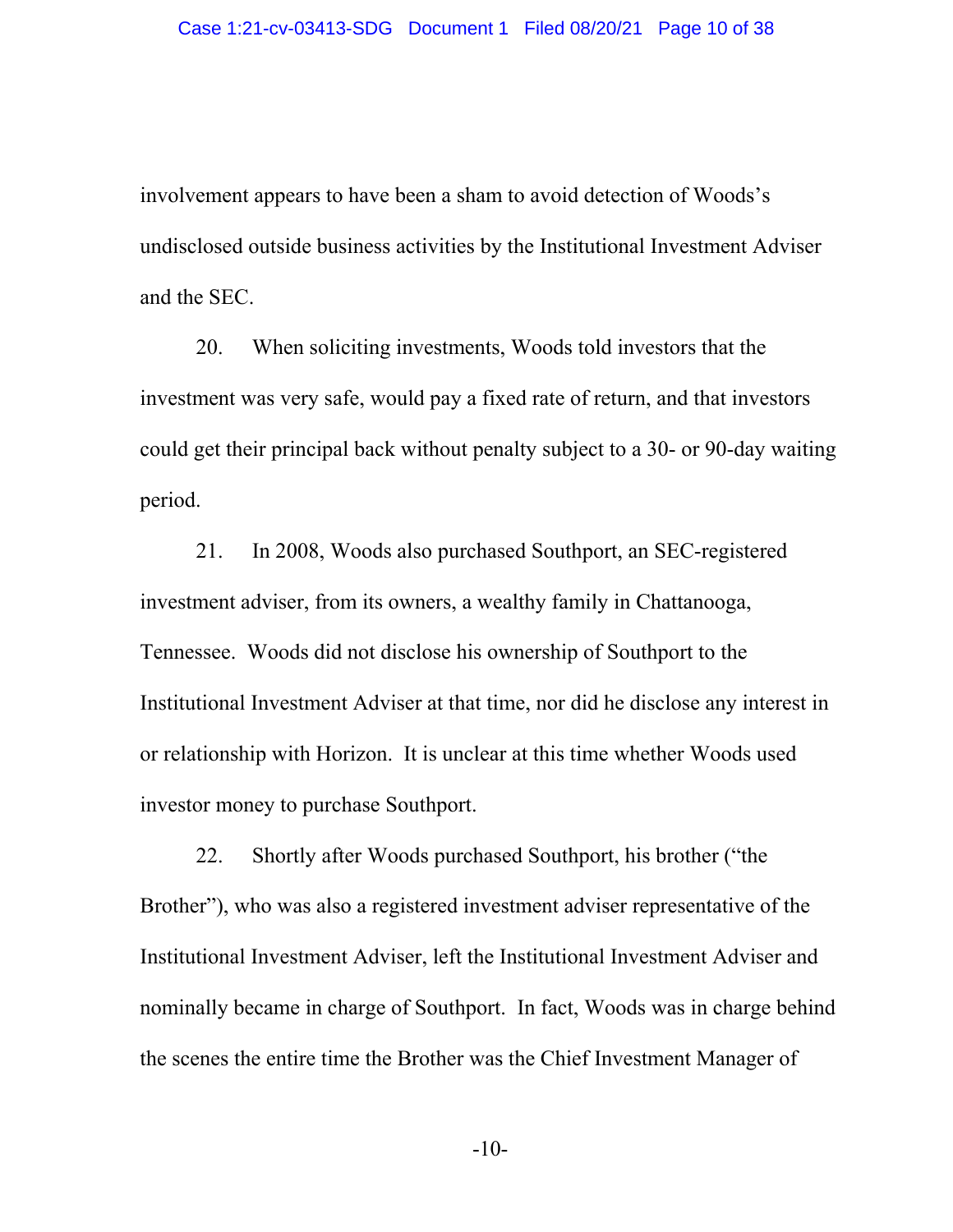involvement appears to have been a sham to avoid detection of Woods's undisclosed outside business activities by the Institutional Investment Adviser and the SEC.

20. When soliciting investments, Woods told investors that the investment was very safe, would pay a fixed rate of return, and that investors could get their principal back without penalty subject to a 30- or 90-day waiting period.

21. In 2008, Woods also purchased Southport, an SEC-registered investment adviser, from its owners, a wealthy family in Chattanooga, Tennessee. Woods did not disclose his ownership of Southport to the Institutional Investment Adviser at that time, nor did he disclose any interest in or relationship with Horizon. It is unclear at this time whether Woods used investor money to purchase Southport.

22. Shortly after Woods purchased Southport, his brother ("the Brother"), who was also a registered investment adviser representative of the Institutional Investment Adviser, left the Institutional Investment Adviser and nominally became in charge of Southport. In fact, Woods was in charge behind the scenes the entire time the Brother was the Chief Investment Manager of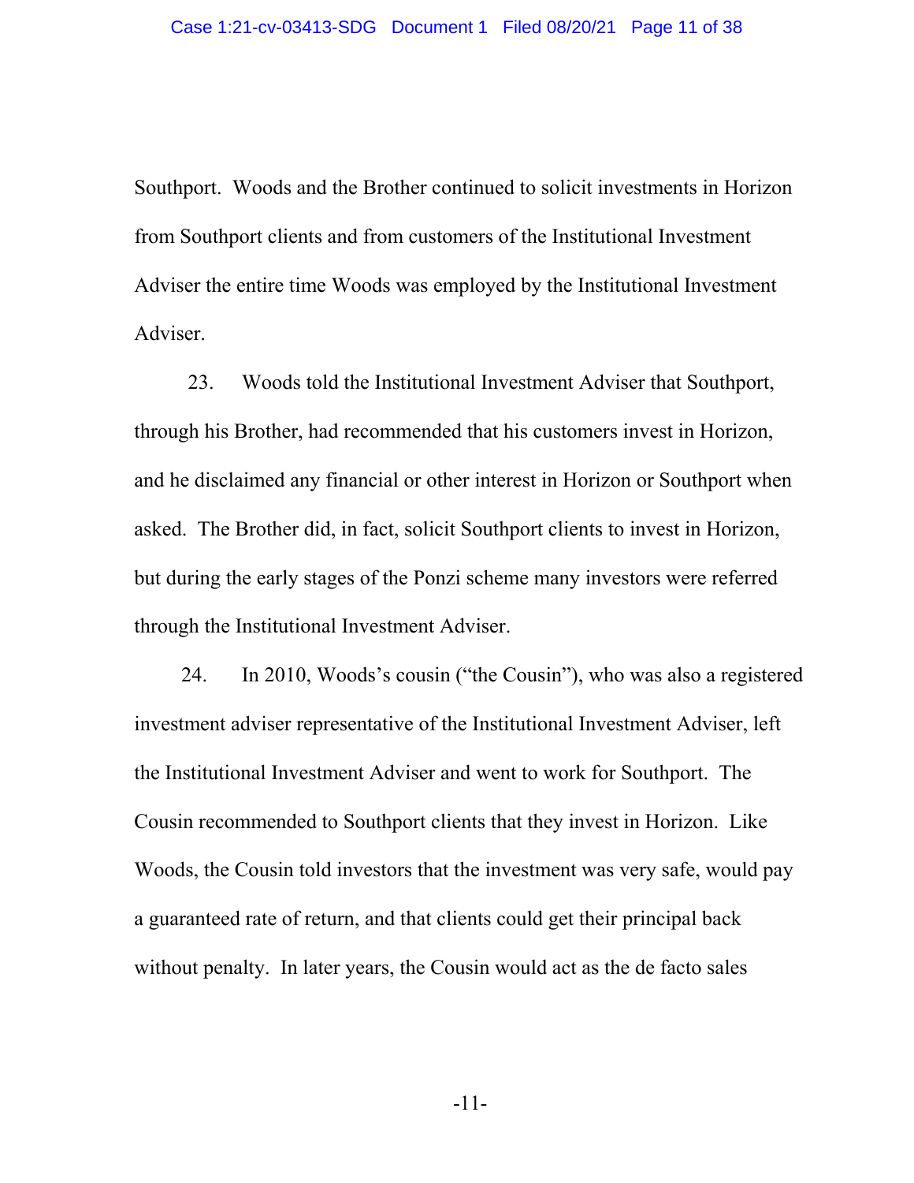Southport. Woods and the Brother continued to solicit investments in Horizon from Southport clients and from customers of the Institutional Investment Adviser the entire time Woods was employed by the Institutional Investment Adviser.

23. Woods told the Institutional Investment Adviser that Southport, through his Brother, had recommended that his customers invest in Horizon, and he disclaimed any financial or other interest in Horizon or Southport when asked. The Brother did, in fact, solicit Southport clients to invest in Horizon, but during the early stages of the Ponzi scheme many investors were referred through the Institutional Investment Adviser.

24. In 2010, Woods's cousin ("the Cousin"), who was also a registered investment adviser representative of the Institutional Investment Adviser, left the Institutional Investment Adviser and went to work for Southport. The Cousin recommended to Southport clients that they invest in Horizon. Like Woods, the Cousin told investors that the investment was very safe, would pay a guaranteed rate of return, and that clients could get their principal back without penalty. In later years, the Cousin would act as the de facto sales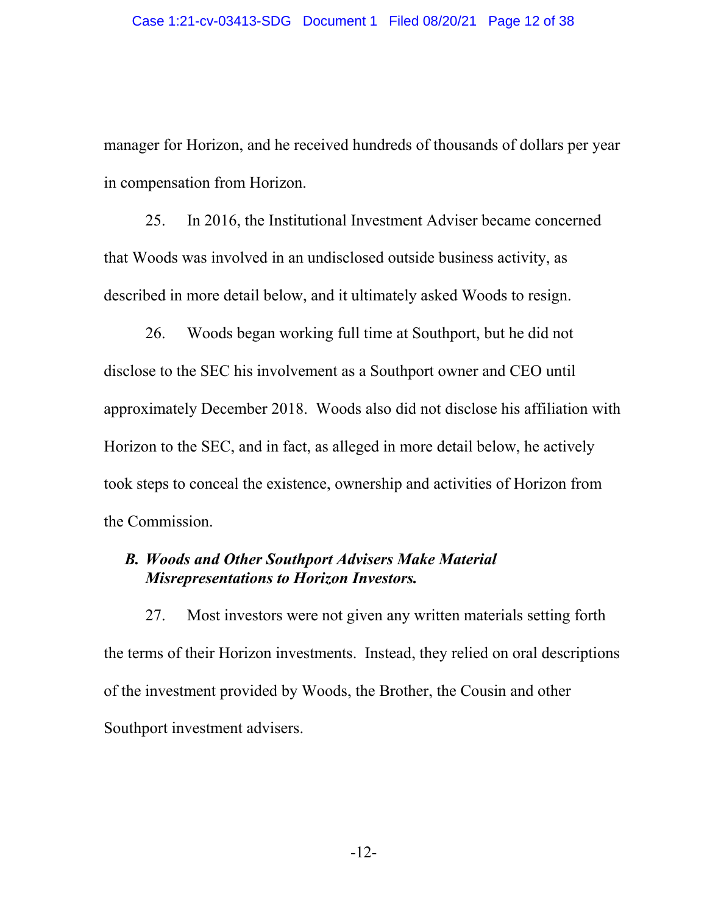manager for Horizon, and he received hundreds of thousands of dollars per year in compensation from Horizon.

25. In 2016, the Institutional Investment Adviser became concerned that Woods was involved in an undisclosed outside business activity, as described in more detail below, and it ultimately asked Woods to resign.

26. Woods began working full time at Southport, but he did not disclose to the SEC his involvement as a Southport owner and CEO until approximately December 2018. Woods also did not disclose his affiliation with Horizon to the SEC, and in fact, as alleged in more detail below, he actively took steps to conceal the existence, ownership and activities of Horizon from the Commission.

### *B. Woods and Other Southport Advisers Make Material Misrepresentations to Horizon Investors.*

27. Most investors were not given any written materials setting forth the terms of their Horizon investments. Instead, they relied on oral descriptions of the investment provided by Woods, the Brother, the Cousin and other Southport investment advisers.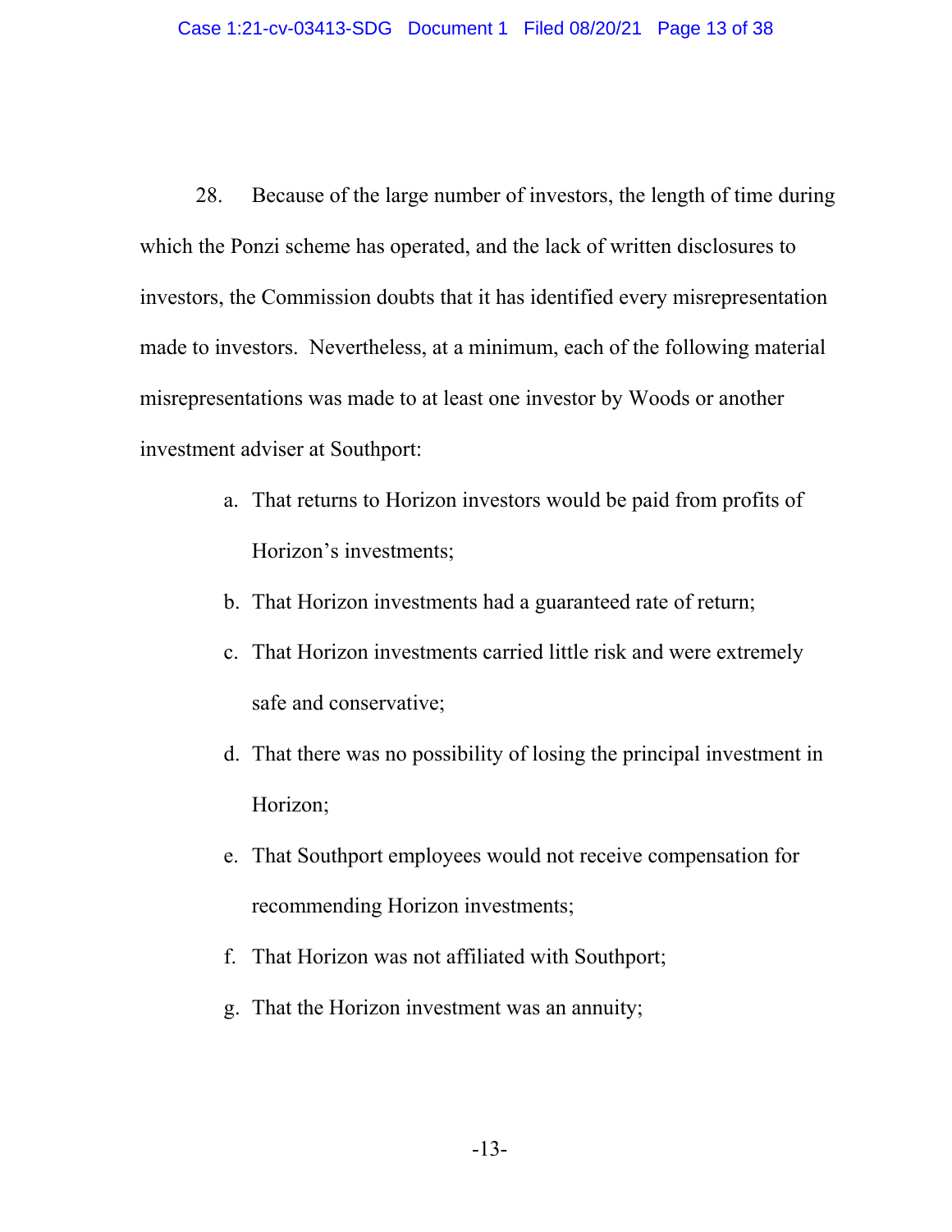28. Because of the large number of investors, the length of time during which the Ponzi scheme has operated, and the lack of written disclosures to investors, the Commission doubts that it has identified every misrepresentation made to investors. Nevertheless, at a minimum, each of the following material misrepresentations was made to at least one investor by Woods or another investment adviser at Southport:

a. That returns to Horizon investors would be paid from profits of Horizon's investments;

b. That Horizon investments had a guaranteed rate of return;

c. That Horizon investments carried little risk and were extremely safe and conservative;

d. That there was no possibility of losing the principal investment in Horizon;

e. That Southport employees would not receive compensation for recommending Horizon investments;

f. That Horizon was not affiliated with Southport;

g. That the Horizon investment was an annuity;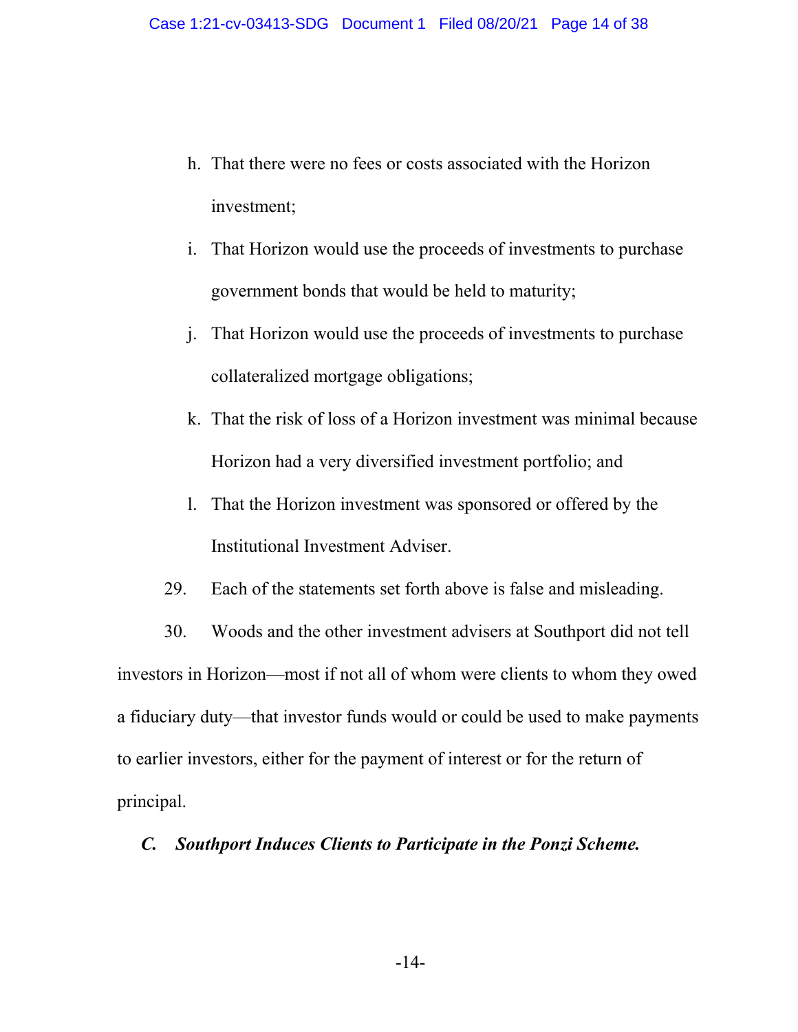h. That there were no fees or costs associated with the Horizon investment;

i. That Horizon would use the proceeds of investments to purchase government bonds that would be held to maturity;

j. That Horizon would use the proceeds of investments to purchase collateralized mortgage obligations;

k. That the risk of loss of a Horizon investment was minimal because Horizon had a very diversified investment portfolio; and

l. That the Horizon investment was sponsored or offered by the Institutional Investment Adviser.

29. Each of the statements set forth above is false and misleading.

30. Woods and the other investment advisers at Southport did not tell investors in Horizon—most if not all of whom were clients to whom they owed a fiduciary duty—that investor funds would or could be used to make payments to earlier investors, either for the payment of interest or for the return of principal.

### *C. Southport Induces Clients to Participate in the Ponzi Scheme.*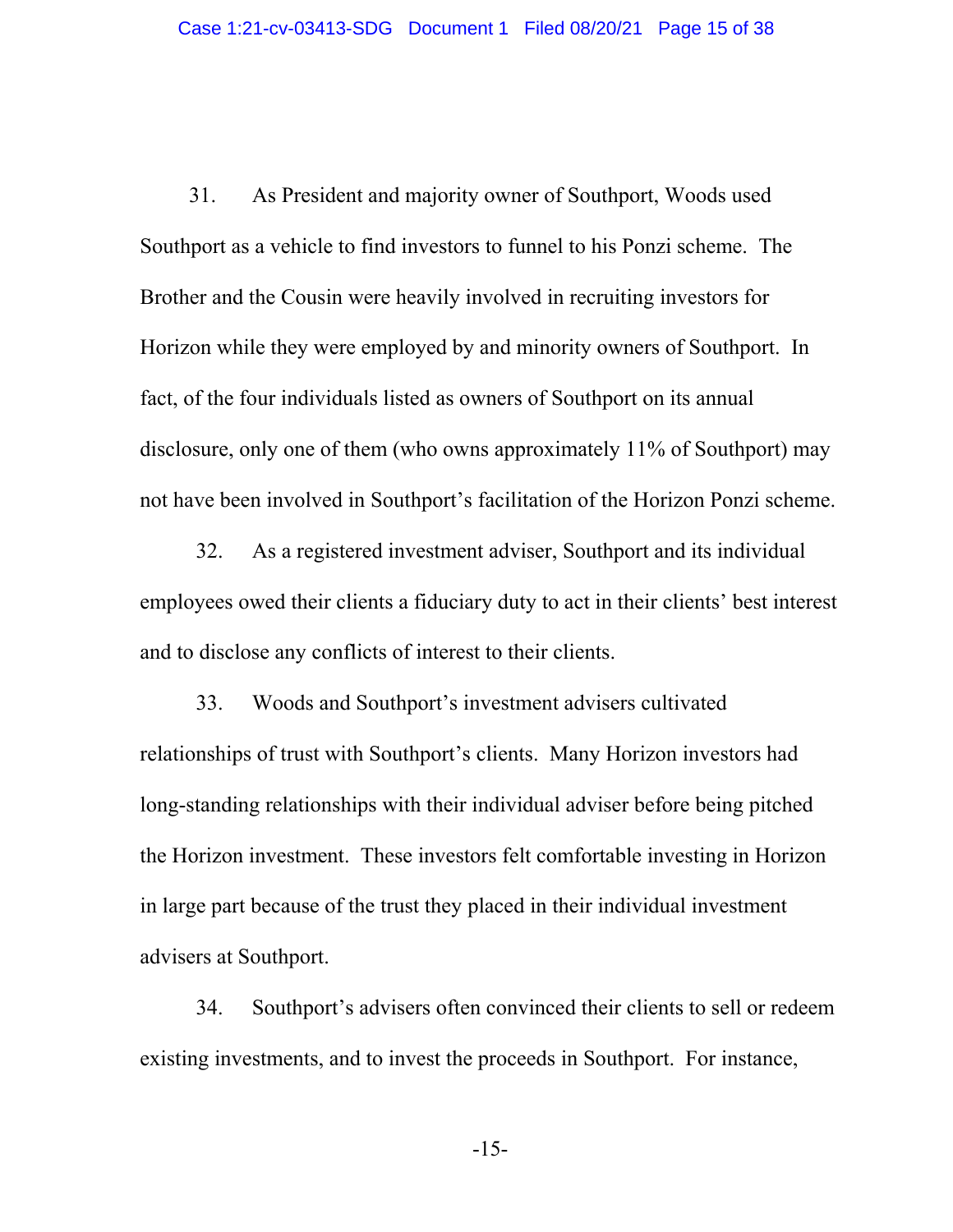31. As President and majority owner of Southport, Woods used Southport as a vehicle to find investors to funnel to his Ponzi scheme. The Brother and the Cousin were heavily involved in recruiting investors for Horizon while they were employed by and minority owners of Southport. In fact, of the four individuals listed as owners of Southport on its annual disclosure, only one of them (who owns approximately 11% of Southport) may not have been involved in Southport's facilitation of the Horizon Ponzi scheme.

32. As a registered investment adviser, Southport and its individual employees owed their clients a fiduciary duty to act in their clients' best interest and to disclose any conflicts of interest to their clients.

33. Woods and Southport's investment advisers cultivated relationships of trust with Southport's clients. Many Horizon investors had long-standing relationships with their individual adviser before being pitched the Horizon investment. These investors felt comfortable investing in Horizon in large part because of the trust they placed in their individual investment advisers at Southport.

34. Southport's advisers often convinced their clients to sell or redeem existing investments, and to invest the proceeds in Southport. For instance,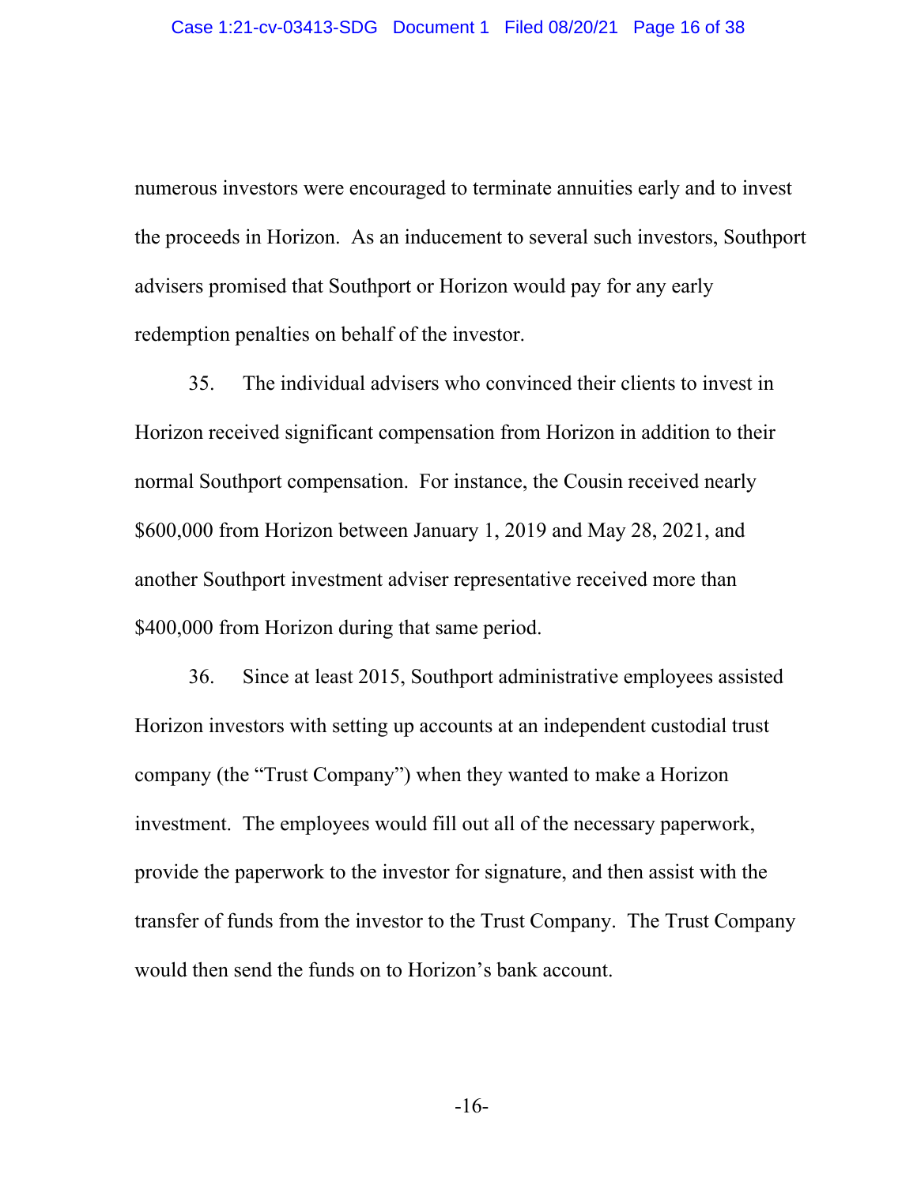numerous investors were encouraged to terminate annuities early and to invest the proceeds in Horizon. As an inducement to several such investors, Southport advisers promised that Southport or Horizon would pay for any early redemption penalties on behalf of the investor.

35. The individual advisers who convinced their clients to invest in Horizon received significant compensation from Horizon in addition to their normal Southport compensation. For instance, the Cousin received nearly $600,000 from Horizon between January 1, 2019 and May 28, 2021, and another Southport investment adviser representative received more than $400,000 from Horizon during that same period.

36. Since at least 2015, Southport administrative employees assisted Horizon investors with setting up accounts at an independent custodial trust company (the "Trust Company") when they wanted to make a Horizon investment. The employees would fill out all of the necessary paperwork, provide the paperwork to the investor for signature, and then assist with the transfer of funds from the investor to the Trust Company. The Trust Company would then send the funds on to Horizon's bank account.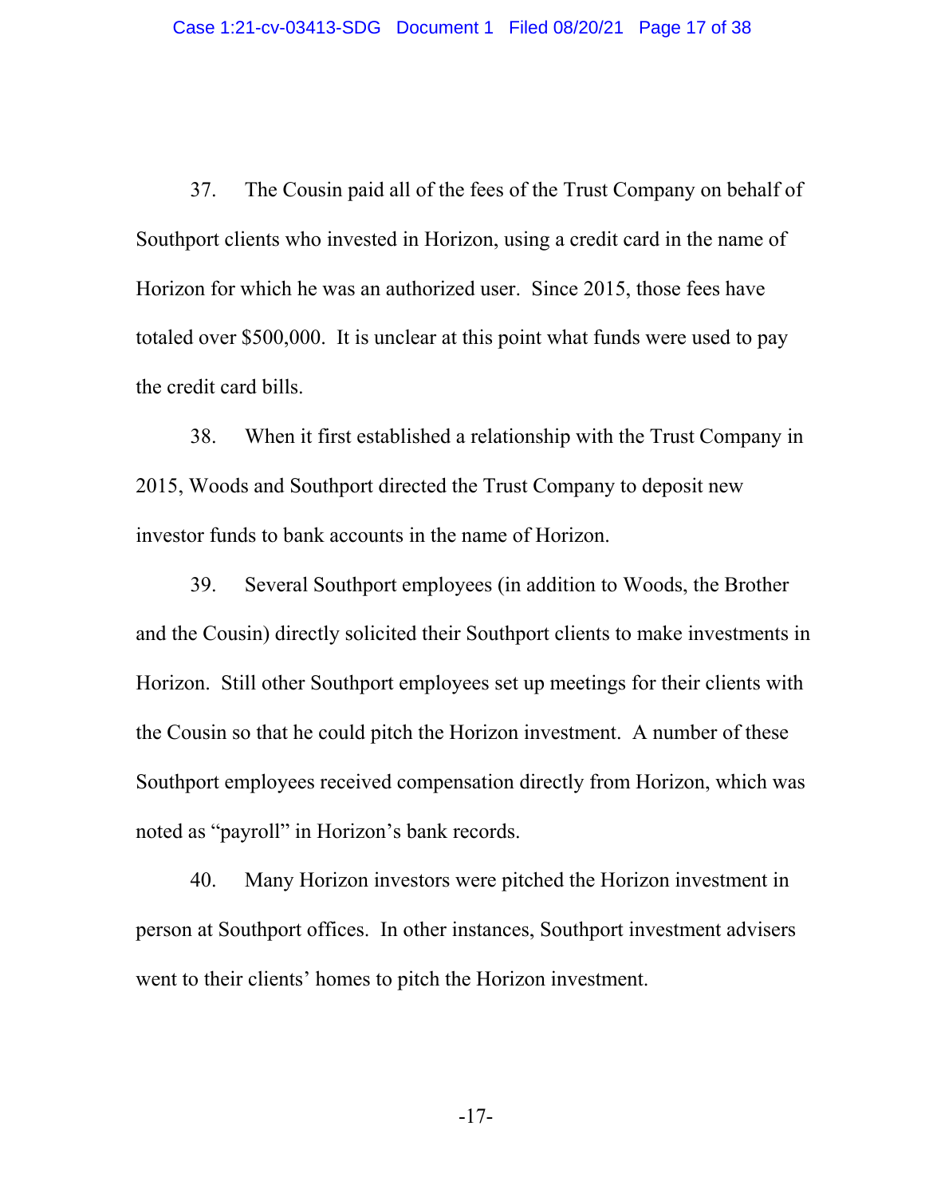37. The Cousin paid all of the fees of the Trust Company on behalf of Southport clients who invested in Horizon, using a credit card in the name of Horizon for which he was an authorized user. Since 2015, those fees have totaled over $500,000. It is unclear at this point what funds were used to pay the credit card bills.

38. When it first established a relationship with the Trust Company in 2015, Woods and Southport directed the Trust Company to deposit new investor funds to bank accounts in the name of Horizon.

39. Several Southport employees (in addition to Woods, the Brother and the Cousin) directly solicited their Southport clients to make investments in Horizon. Still other Southport employees set up meetings for their clients with the Cousin so that he could pitch the Horizon investment. A number of these Southport employees received compensation directly from Horizon, which was noted as "payroll" in Horizon's bank records.

40. Many Horizon investors were pitched the Horizon investment in person at Southport offices. In other instances, Southport investment advisers went to their clients' homes to pitch the Horizon investment.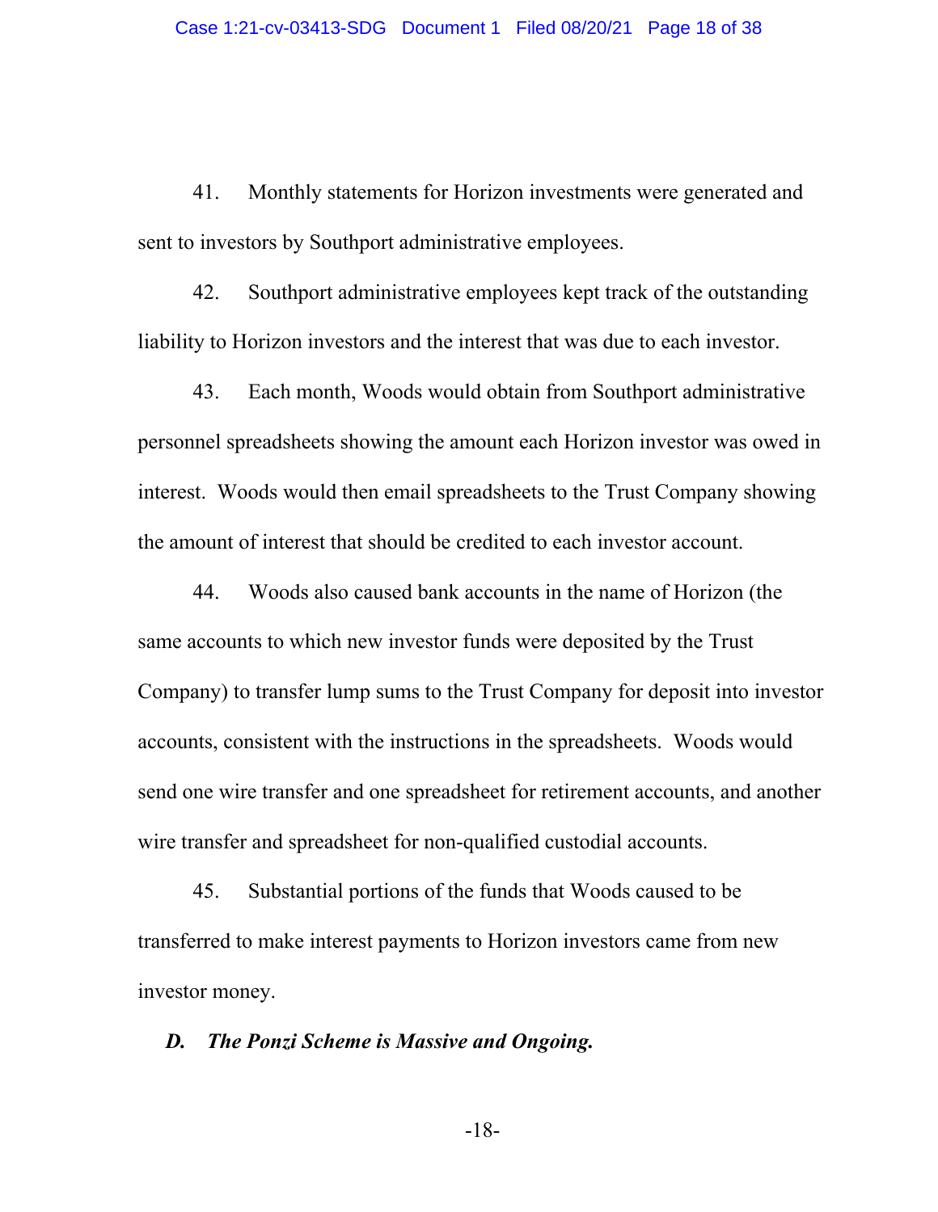41. Monthly statements for Horizon investments were generated and sent to investors by Southport administrative employees.

42. Southport administrative employees kept track of the outstanding liability to Horizon investors and the interest that was due to each investor.

43. Each month, Woods would obtain from Southport administrative personnel spreadsheets showing the amount each Horizon investor was owed in interest. Woods would then email spreadsheets to the Trust Company showing the amount of interest that should be credited to each investor account.

44. Woods also caused bank accounts in the name of Horizon (the same accounts to which new investor funds were deposited by the Trust Company) to transfer lump sums to the Trust Company for deposit into investor accounts, consistent with the instructions in the spreadsheets. Woods would send one wire transfer and one spreadsheet for retirement accounts, and another wire transfer and spreadsheet for non-qualified custodial accounts.

45. Substantial portions of the funds that Woods caused to be transferred to make interest payments to Horizon investors came from new investor money.

### *D. The Ponzi Scheme is Massive and Ongoing.*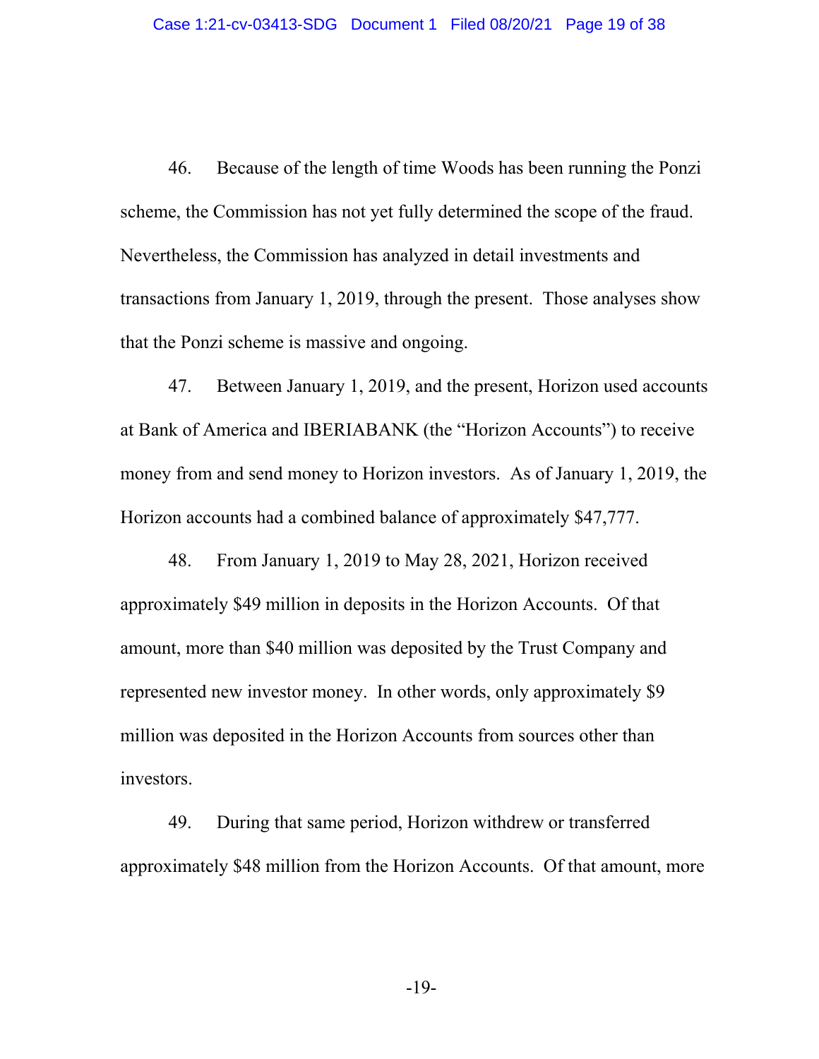46. Because of the length of time Woods has been running the Ponzi scheme, the Commission has not yet fully determined the scope of the fraud. Nevertheless, the Commission has analyzed in detail investments and transactions from January 1, 2019, through the present. Those analyses show that the Ponzi scheme is massive and ongoing.

47. Between January 1, 2019, and the present, Horizon used accounts at Bank of America and IBERIABANK (the "Horizon Accounts") to receive money from and send money to Horizon investors. As of January 1, 2019, the Horizon accounts had a combined balance of approximately $47,777.

48. From January 1, 2019 to May 28, 2021, Horizon received approximately $49 million in deposits in the Horizon Accounts. Of that amount, more than $40 million was deposited by the Trust Company and represented new investor money. In other words, only approximately $9 million was deposited in the Horizon Accounts from sources other than investors.

49. During that same period, Horizon withdrew or transferred approximately $48 million from the Horizon Accounts. Of that amount, more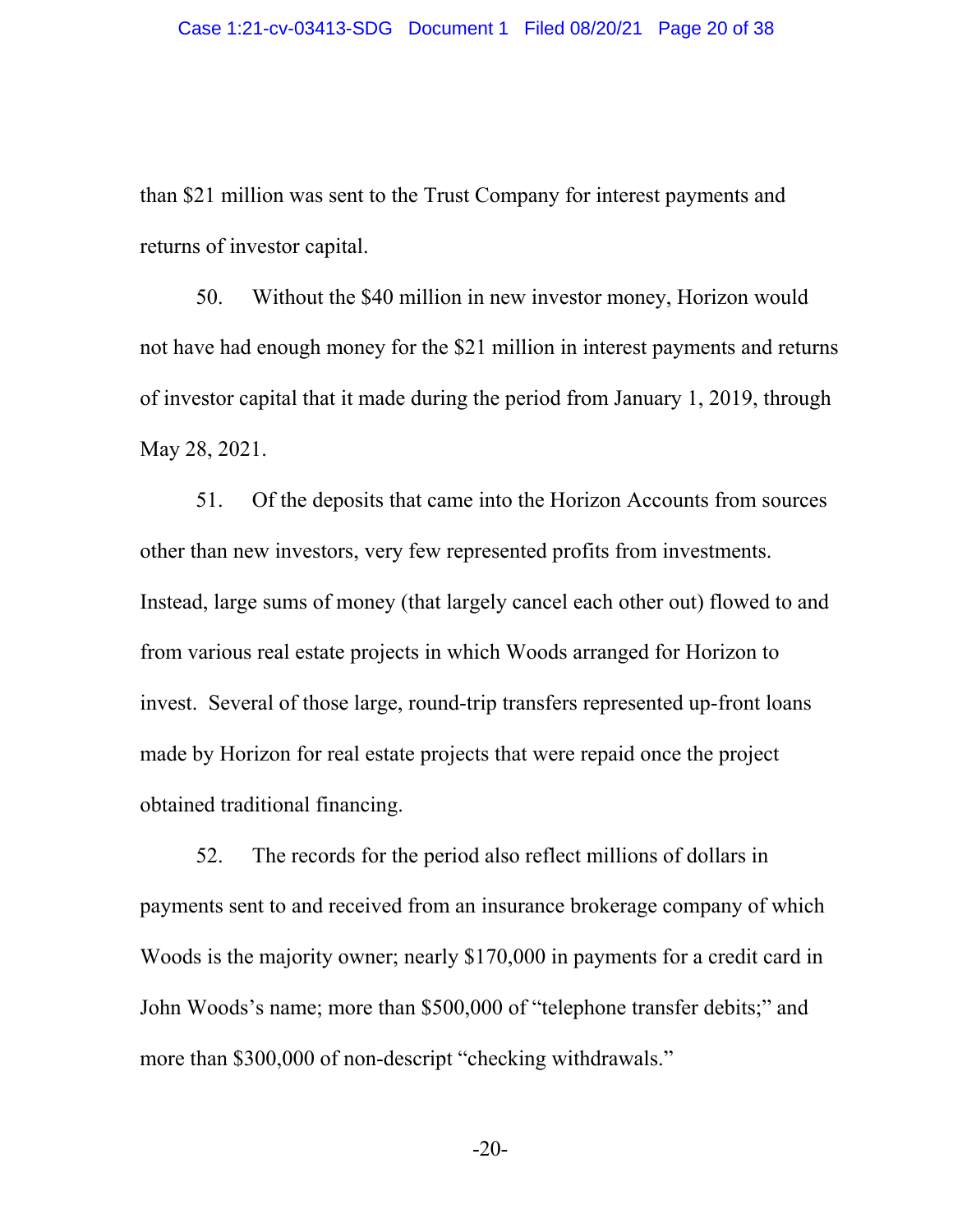than $21 million was sent to the Trust Company for interest payments and returns of investor capital.

50. Without the $40 million in new investor money, Horizon would not have had enough money for the $21 million in interest payments and returns of investor capital that it made during the period from January 1, 2019, through May 28, 2021.

51. Of the deposits that came into the Horizon Accounts from sources other than new investors, very few represented profits from investments. Instead, large sums of money (that largely cancel each other out) flowed to and from various real estate projects in which Woods arranged for Horizon to invest. Several of those large, round-trip transfers represented up-front loans made by Horizon for real estate projects that were repaid once the project obtained traditional financing.

52. The records for the period also reflect millions of dollars in payments sent to and received from an insurance brokerage company of which Woods is the majority owner; nearly $170,000 in payments for a credit card in John Woods's name; more than $500,000 of "telephone transfer debits;" and more than $300,000 of non-descript "checking withdrawals."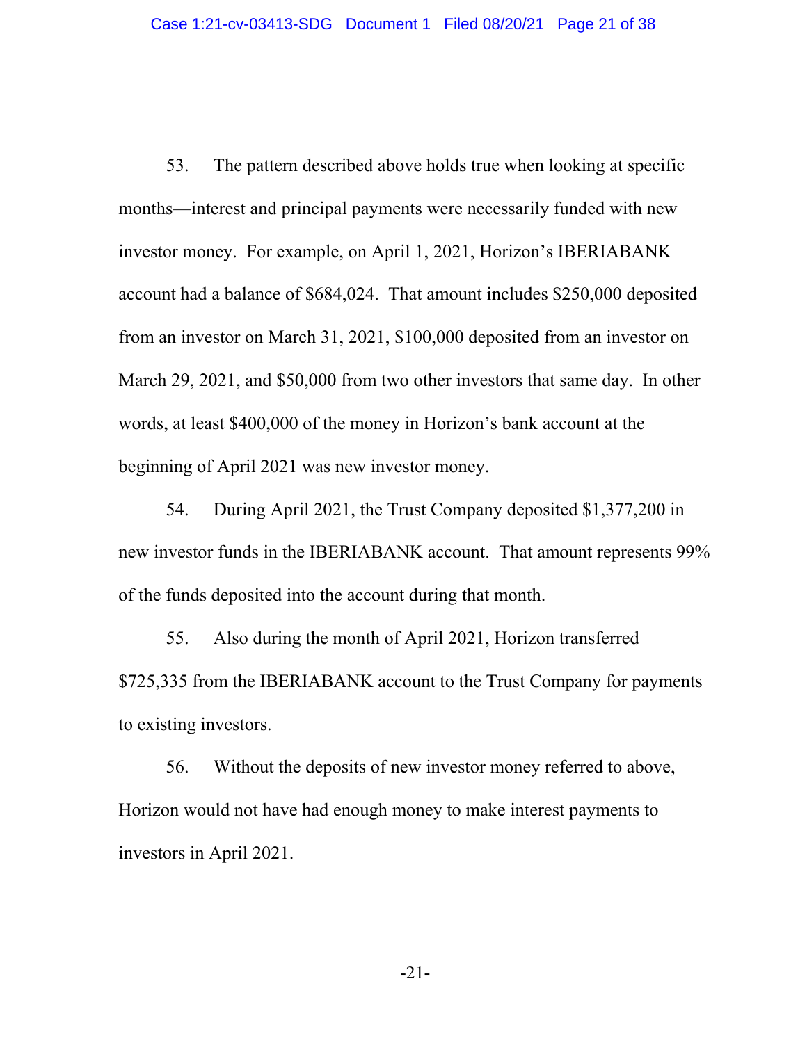53. The pattern described above holds true when looking at specific months—interest and principal payments were necessarily funded with new investor money. For example, on April 1, 2021, Horizon's IBERIABANK account had a balance of $684,024. That amount includes $250,000 deposited from an investor on March 31, 2021, $100,000 deposited from an investor on March 29, 2021, and $50,000 from two other investors that same day. In other words, at least $400,000 of the money in Horizon's bank account at the beginning of April 2021 was new investor money.

54. During April 2021, the Trust Company deposited $1,377,200 in new investor funds in the IBERIABANK account. That amount represents 99% of the funds deposited into the account during that month.

55. Also during the month of April 2021, Horizon transferred $725,335 from the IBERIABANK account to the Trust Company for payments to existing investors.

56. Without the deposits of new investor money referred to above, Horizon would not have had enough money to make interest payments to investors in April 2021.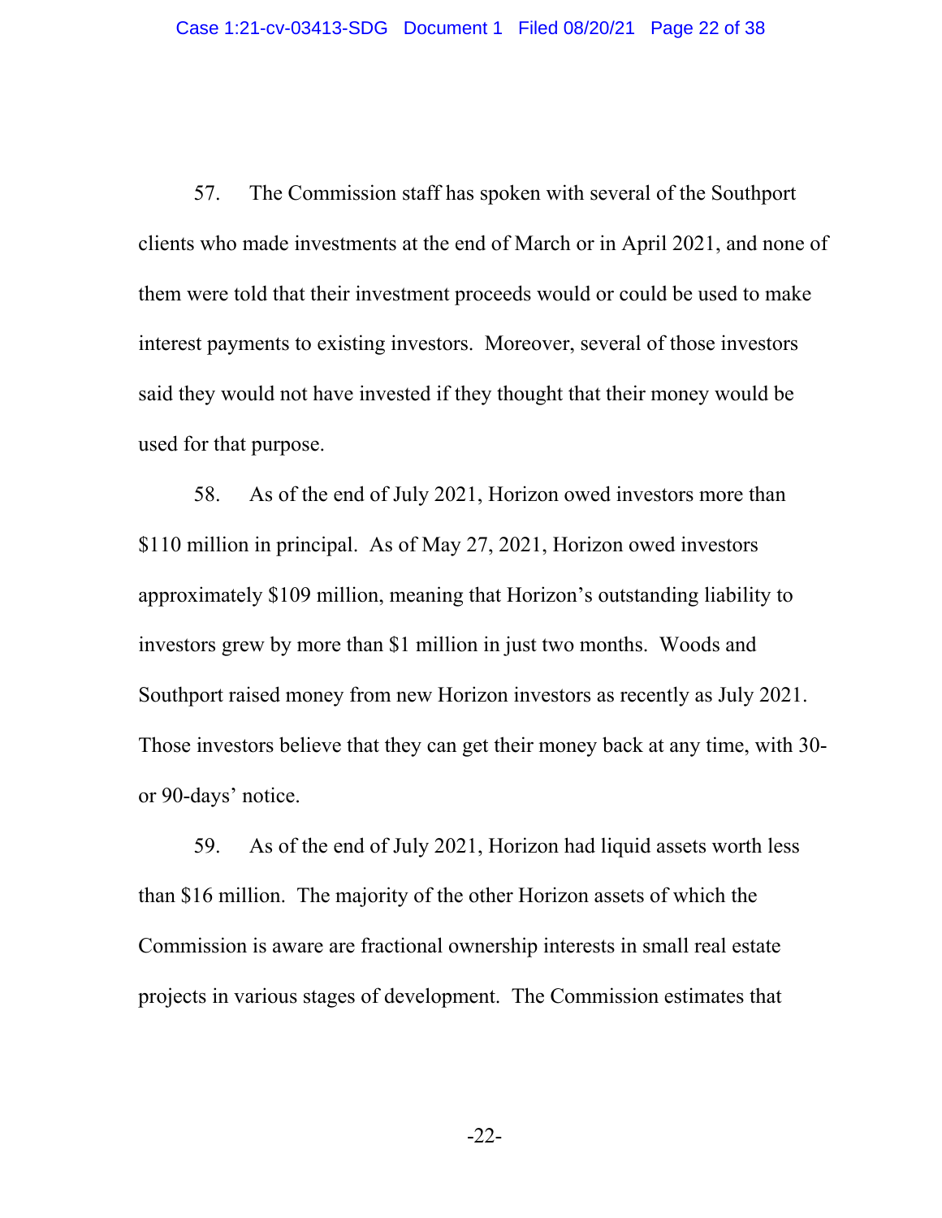57. The Commission staff has spoken with several of the Southport clients who made investments at the end of March or in April 2021, and none of them were told that their investment proceeds would or could be used to make interest payments to existing investors. Moreover, several of those investors said they would not have invested if they thought that their money would be used for that purpose.

58. As of the end of July 2021, Horizon owed investors more than $110 million in principal. As of May 27, 2021, Horizon owed investors approximately $109 million, meaning that Horizon's outstanding liability to investors grew by more than $1 million in just two months. Woods and Southport raised money from new Horizon investors as recently as July 2021. Those investors believe that they can get their money back at any time, with 30- or 90-days' notice.

59. As of the end of July 2021, Horizon had liquid assets worth less than $16 million. The majority of the other Horizon assets of which the Commission is aware are fractional ownership interests in small real estate projects in various stages of development. The Commission estimates that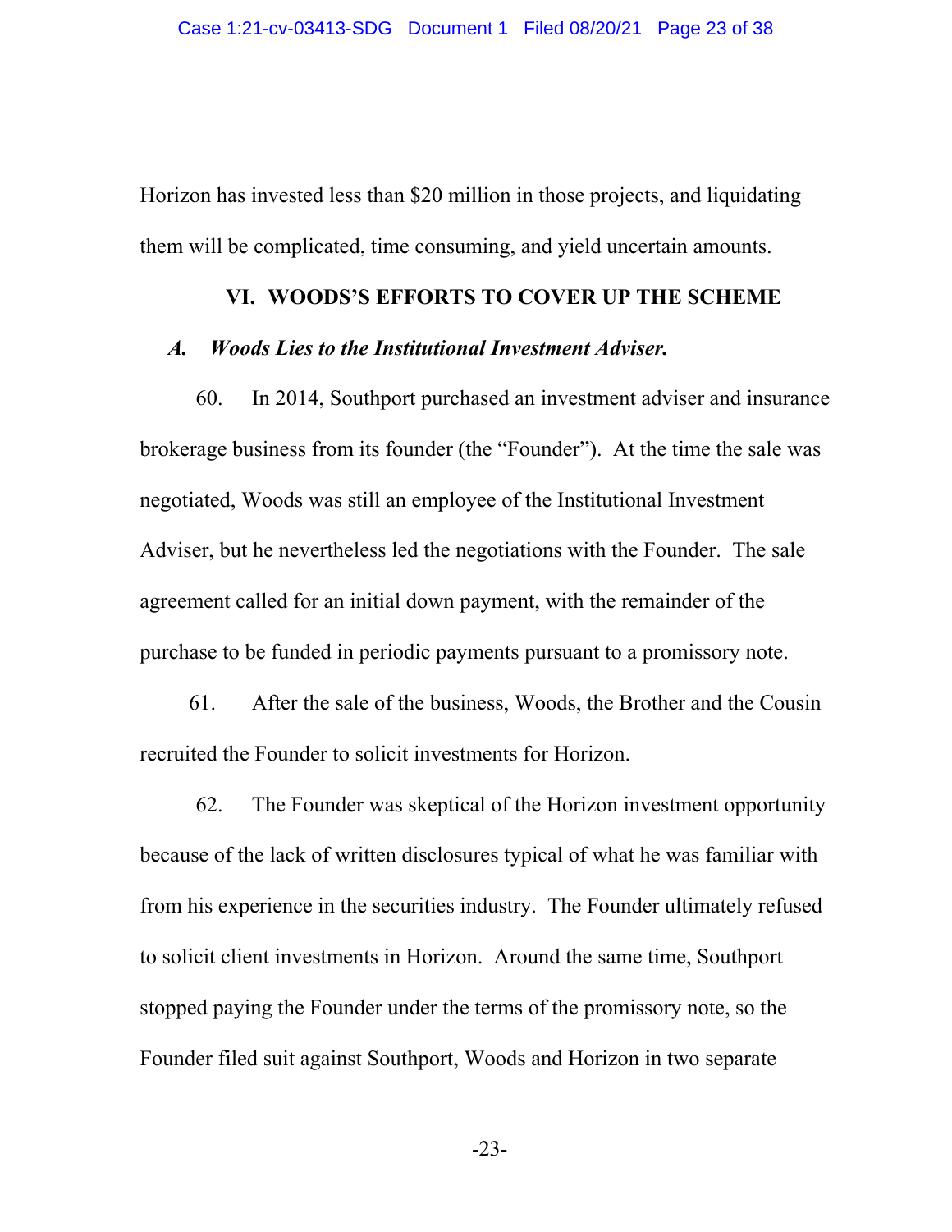Horizon has invested less than $20 million in those projects, and liquidating them will be complicated, time consuming, and yield uncertain amounts.

## VI. WOODS'S EFFORTS TO COVER UP THE SCHEME

### *A. Woods Lies to the Institutional Investment Adviser.*

60. In 2014, Southport purchased an investment adviser and insurance brokerage business from its founder (the "Founder"). At the time the sale was negotiated, Woods was still an employee of the Institutional Investment Adviser, but he nevertheless led the negotiations with the Founder. The sale agreement called for an initial down payment, with the remainder of the purchase to be funded in periodic payments pursuant to a promissory note.

61. After the sale of the business, Woods, the Brother and the Cousin recruited the Founder to solicit investments for Horizon.

62. The Founder was skeptical of the Horizon investment opportunity because of the lack of written disclosures typical of what he was familiar with from his experience in the securities industry. The Founder ultimately refused to solicit client investments in Horizon. Around the same time, Southport stopped paying the Founder under the terms of the promissory note, so the Founder filed suit against Southport, Woods and Horizon in two separate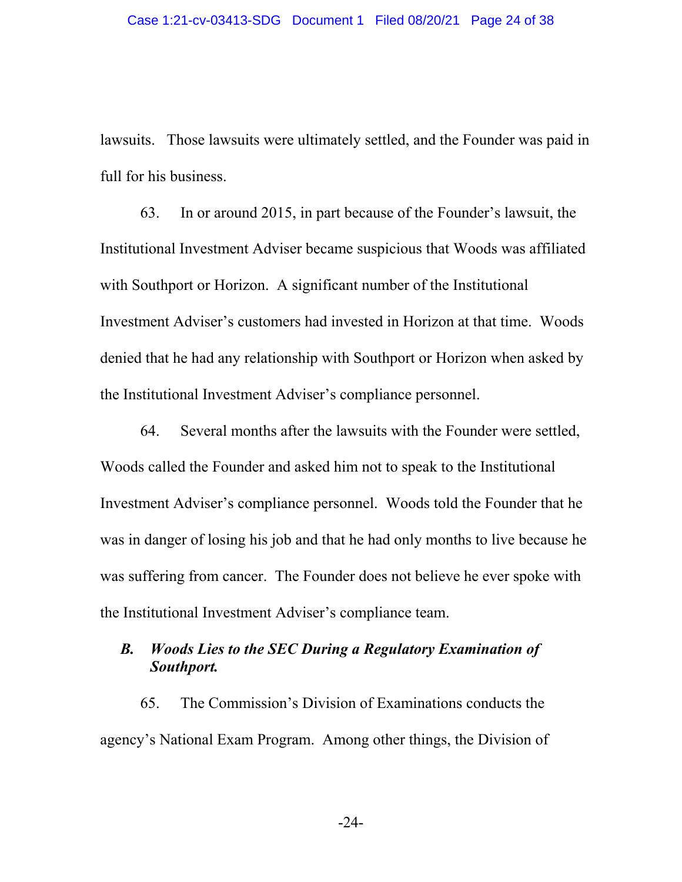lawsuits. Those lawsuits were ultimately settled, and the Founder was paid in full for his business.

63. In or around 2015, in part because of the Founder's lawsuit, the Institutional Investment Adviser became suspicious that Woods was affiliated with Southport or Horizon. A significant number of the Institutional Investment Adviser's customers had invested in Horizon at that time. Woods denied that he had any relationship with Southport or Horizon when asked by the Institutional Investment Adviser's compliance personnel.

64. Several months after the lawsuits with the Founder were settled, Woods called the Founder and asked him not to speak to the Institutional Investment Adviser's compliance personnel. Woods told the Founder that he was in danger of losing his job and that he had only months to live because he was suffering from cancer. The Founder does not believe he ever spoke with the Institutional Investment Adviser's compliance team.

### *B. Woods Lies to the SEC During a Regulatory Examination of Southport.*

65. The Commission's Division of Examinations conducts the agency's National Exam Program. Among other things, the Division of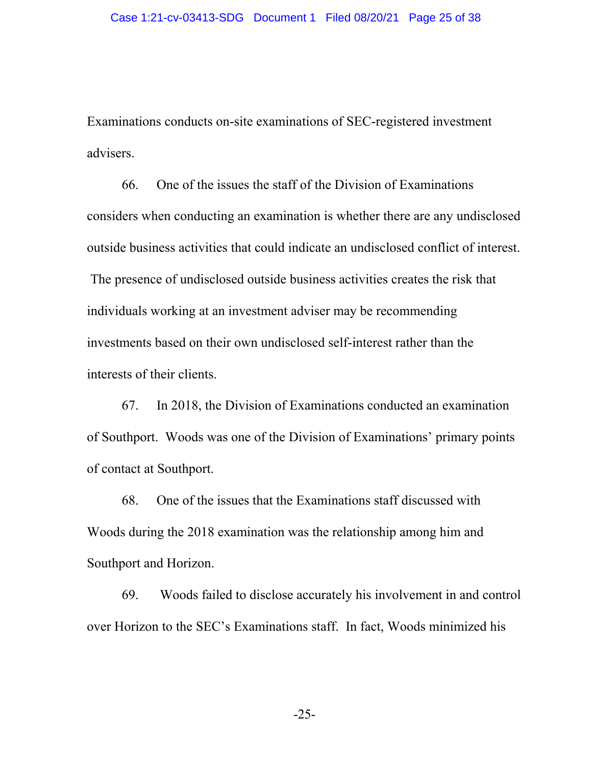Examinations conducts on-site examinations of SEC-registered investment advisers.

66. One of the issues the staff of the Division of Examinations considers when conducting an examination is whether there are any undisclosed outside business activities that could indicate an undisclosed conflict of interest. The presence of undisclosed outside business activities creates the risk that individuals working at an investment adviser may be recommending investments based on their own undisclosed self-interest rather than the interests of their clients.

67. In 2018, the Division of Examinations conducted an examination of Southport. Woods was one of the Division of Examinations' primary points of contact at Southport.

68. One of the issues that the Examinations staff discussed with Woods during the 2018 examination was the relationship among him and Southport and Horizon.

69. Woods failed to disclose accurately his involvement in and control over Horizon to the SEC's Examinations staff. In fact, Woods minimized his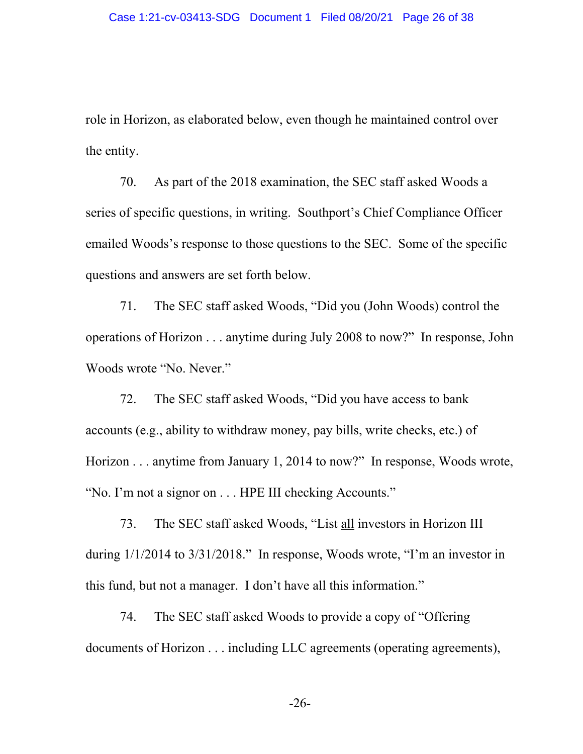role in Horizon, as elaborated below, even though he maintained control over the entity.

70. As part of the 2018 examination, the SEC staff asked Woods a series of specific questions, in writing. Southport's Chief Compliance Officer emailed Woods's response to those questions to the SEC. Some of the specific questions and answers are set forth below.

71. The SEC staff asked Woods, "Did you (John Woods) control the operations of Horizon . . . anytime during July 2008 to now?" In response, John Woods wrote "No. Never."

72. The SEC staff asked Woods, "Did you have access to bank accounts (e.g., ability to withdraw money, pay bills, write checks, etc.) of Horizon . . . anytime from January 1, 2014 to now?" In response, Woods wrote, "No. I'm not a signor on . . . HPE III checking Accounts."

73. The SEC staff asked Woods, "List <u>all</u> investors in Horizon III during 1/1/2014 to 3/31/2018." In response, Woods wrote, "I'm an investor in this fund, but not a manager. I don't have all this information."

74. The SEC staff asked Woods to provide a copy of "Offering documents of Horizon . . . including LLC agreements (operating agreements),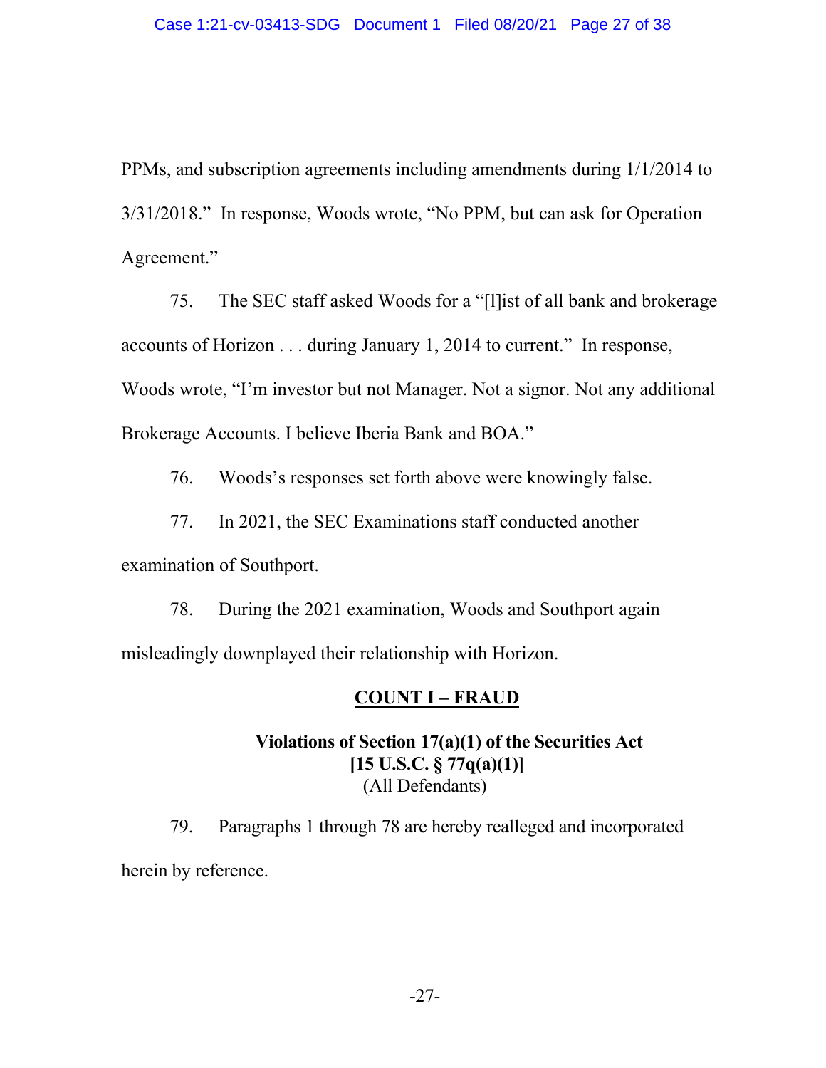PPMs, and subscription agreements including amendments during 1/1/2014 to 3/31/2018." In response, Woods wrote, "No PPM, but can ask for Operation Agreement."

75. The SEC staff asked Woods for a "[l]ist of <u>all</u> bank and brokerage accounts of Horizon . . . during January 1, 2014 to current." In response, Woods wrote, "I'm investor but not Manager. Not a signor. Not any additional Brokerage Accounts. I believe Iberia Bank and BOA."

76. Woods's responses set forth above were knowingly false.

77. In 2021, the SEC Examinations staff conducted another examination of Southport.

78. During the 2021 examination, Woods and Southport again misleadingly downplayed their relationship with Horizon.

## COUNT I – FRAUD

**Violations of Section 17(a)(1) of the Securities Act**
**[15 U.S.C. § 77q(a)(1)]**
(All Defendants)

79. Paragraphs 1 through 78 are hereby realleged and incorporated herein by reference.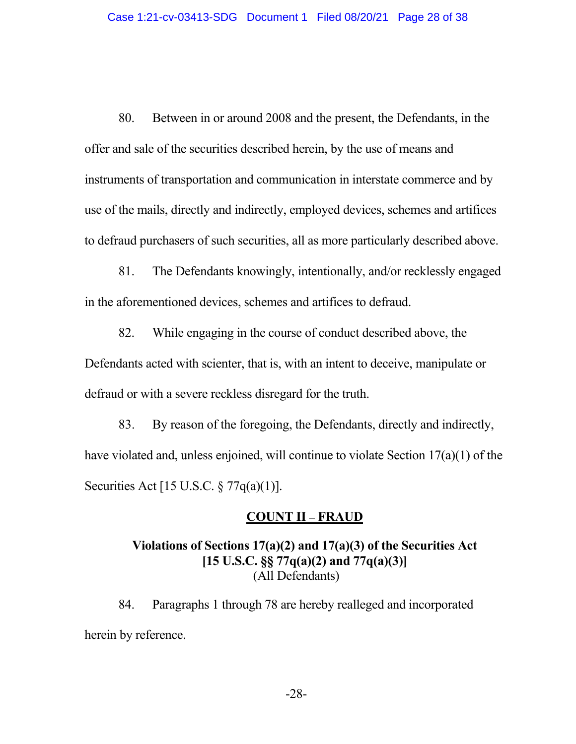80. Between in or around 2008 and the present, the Defendants, in the offer and sale of the securities described herein, by the use of means and instruments of transportation and communication in interstate commerce and by use of the mails, directly and indirectly, employed devices, schemes and artifices to defraud purchasers of such securities, all as more particularly described above.

81. The Defendants knowingly, intentionally, and/or recklessly engaged in the aforementioned devices, schemes and artifices to defraud.

82. While engaging in the course of conduct described above, the Defendants acted with scienter, that is, with an intent to deceive, manipulate or defraud or with a severe reckless disregard for the truth.

83. By reason of the foregoing, the Defendants, directly and indirectly, have violated and, unless enjoined, will continue to violate Section 17(a)(1) of the Securities Act [15 U.S.C. § 77q(a)(1)].

## COUNT II – FRAUD

### Violations of Sections 17(a)(2) and 17(a)(3) of the Securities Act [15 U.S.C. §§ 77q(a)(2) and 77q(a)(3)]

(All Defendants)

84. Paragraphs 1 through 78 are hereby realleged and incorporated herein by reference.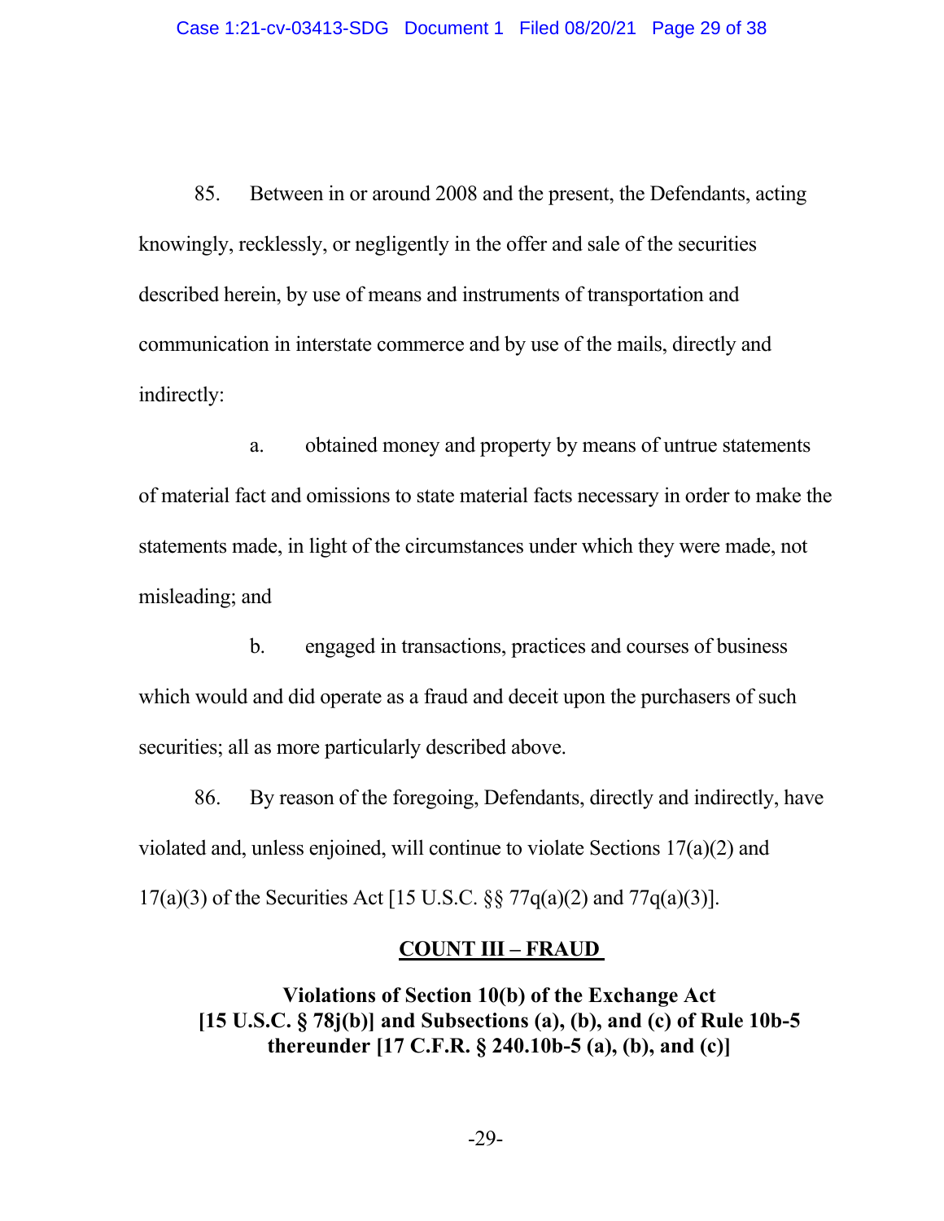85. Between in or around 2008 and the present, the Defendants, acting knowingly, recklessly, or negligently in the offer and sale of the securities described herein, by use of means and instruments of transportation and communication in interstate commerce and by use of the mails, directly and indirectly:

a. obtained money and property by means of untrue statements of material fact and omissions to state material facts necessary in order to make the statements made, in light of the circumstances under which they were made, not misleading; and

b. engaged in transactions, practices and courses of business which would and did operate as a fraud and deceit upon the purchasers of such securities; all as more particularly described above.

86. By reason of the foregoing, Defendants, directly and indirectly, have violated and, unless enjoined, will continue to violate Sections 17(a)(2) and 17(a)(3) of the Securities Act [15 U.S.C. §§ 77q(a)(2) and 77q(a)(3)].

## COUNT III – FRAUD

### Violations of Section 10(b) of the Exchange Act [15 U.S.C. § 78j(b)] and Subsections (a), (b), and (c) of Rule 10b-5 thereunder [17 C.F.R. § 240.10b-5 (a), (b), and (c)]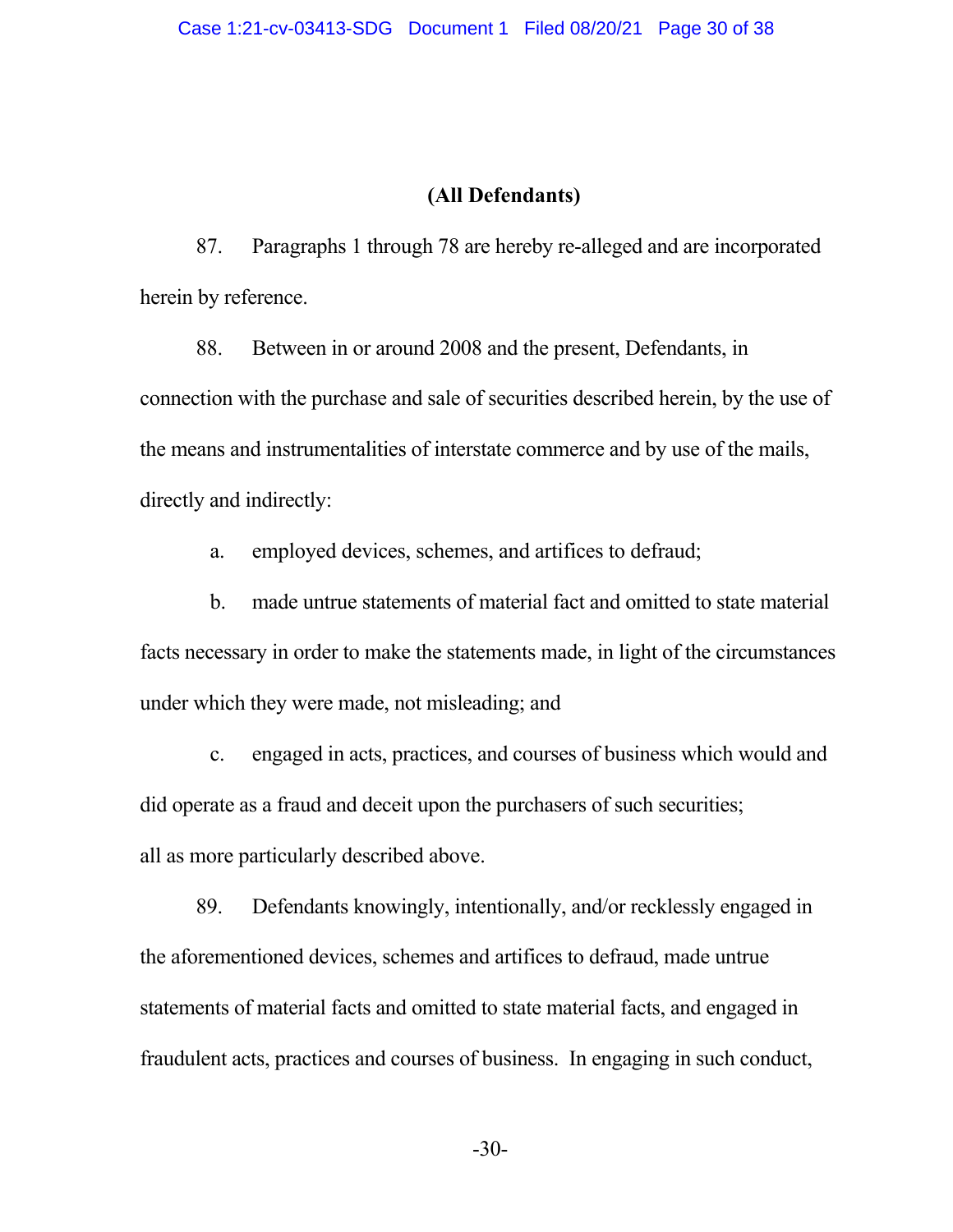**(All Defendants)**

87. Paragraphs 1 through 78 are hereby re-alleged and are incorporated herein by reference.

88. Between in or around 2008 and the present, Defendants, in connection with the purchase and sale of securities described herein, by the use of the means and instrumentalities of interstate commerce and by use of the mails, directly and indirectly:

a. employed devices, schemes, and artifices to defraud;

b. made untrue statements of material fact and omitted to state material facts necessary in order to make the statements made, in light of the circumstances under which they were made, not misleading; and

c. engaged in acts, practices, and courses of business which would and did operate as a fraud and deceit upon the purchasers of such securities;

all as more particularly described above.

89. Defendants knowingly, intentionally, and/or recklessly engaged in the aforementioned devices, schemes and artifices to defraud, made untrue statements of material facts and omitted to state material facts, and engaged in fraudulent acts, practices and courses of business. In engaging in such conduct,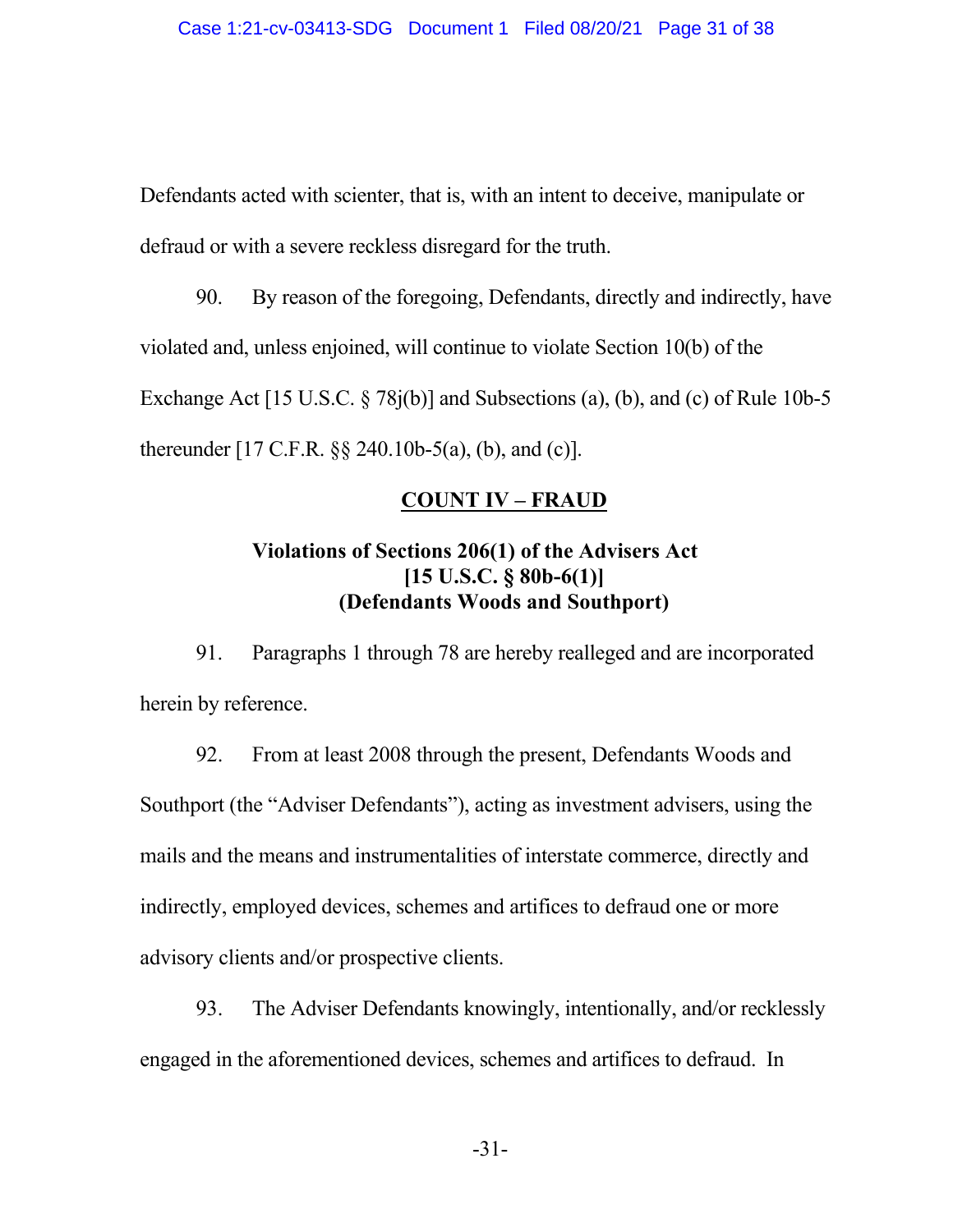Defendants acted with scienter, that is, with an intent to deceive, manipulate or defraud or with a severe reckless disregard for the truth.

90. By reason of the foregoing, Defendants, directly and indirectly, have violated and, unless enjoined, will continue to violate Section 10(b) of the Exchange Act [15 U.S.C. § 78j(b)] and Subsections (a), (b), and (c) of Rule 10b-5 thereunder [17 C.F.R. §§ 240.10b-5(a), (b), and (c)].

## COUNT IV – FRAUD

### Violations of Sections 206(1) of the Advisers Act [15 U.S.C. § 80b-6(1)] (Defendants Woods and Southport)

91. Paragraphs 1 through 78 are hereby realleged and are incorporated herein by reference.

92. From at least 2008 through the present, Defendants Woods and Southport (the "Adviser Defendants"), acting as investment advisers, using the mails and the means and instrumentalities of interstate commerce, directly and indirectly, employed devices, schemes and artifices to defraud one or more advisory clients and/or prospective clients.

93. The Adviser Defendants knowingly, intentionally, and/or recklessly engaged in the aforementioned devices, schemes and artifices to defraud. In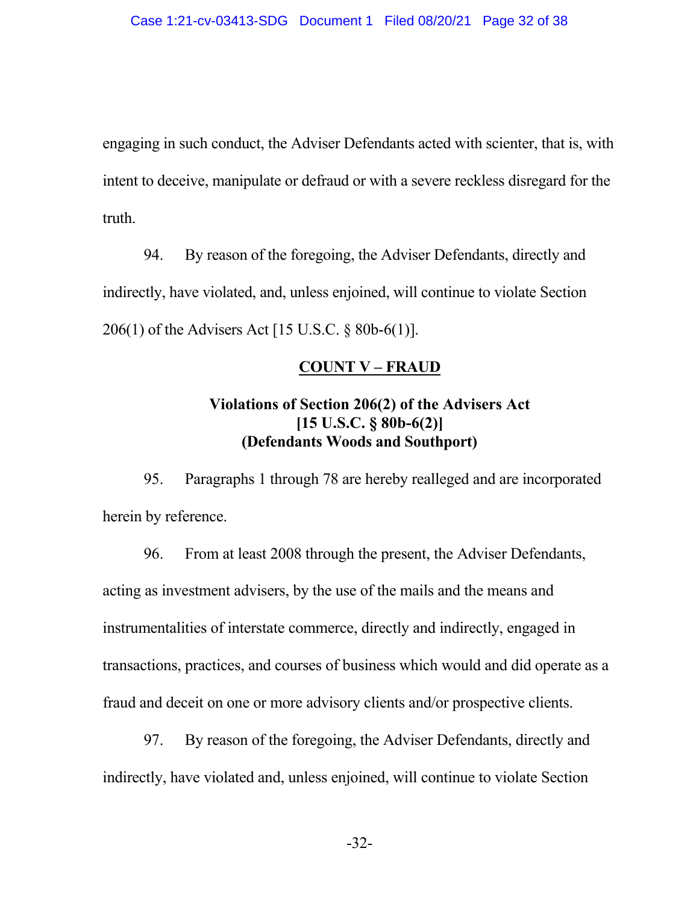engaging in such conduct, the Adviser Defendants acted with scienter, that is, with intent to deceive, manipulate or defraud or with a severe reckless disregard for the truth.

94. By reason of the foregoing, the Adviser Defendants, directly and indirectly, have violated, and, unless enjoined, will continue to violate Section 206(1) of the Advisers Act [15 U.S.C. § 80b-6(1)].

## COUNT V – FRAUD

### Violations of Section 206(2) of the Advisers Act [15 U.S.C. § 80b-6(2)] (Defendants Woods and Southport)

95. Paragraphs 1 through 78 are hereby realleged and are incorporated herein by reference.

96. From at least 2008 through the present, the Adviser Defendants, acting as investment advisers, by the use of the mails and the means and instrumentalities of interstate commerce, directly and indirectly, engaged in transactions, practices, and courses of business which would and did operate as a fraud and deceit on one or more advisory clients and/or prospective clients.

97. By reason of the foregoing, the Adviser Defendants, directly and indirectly, have violated and, unless enjoined, will continue to violate Section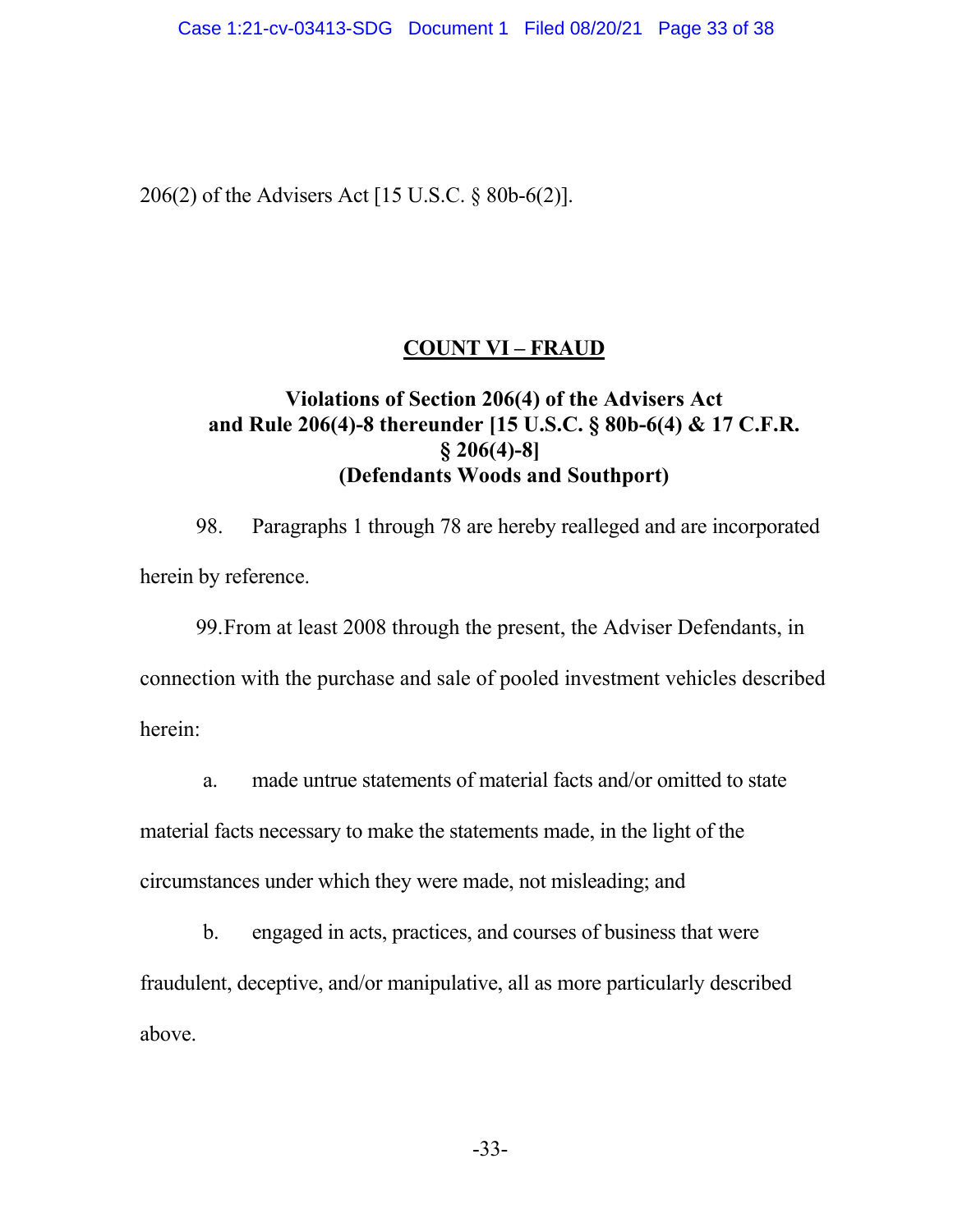206(2) of the Advisers Act [15 U.S.C. § 80b-6(2)].

## COUNT VI – FRAUD

### Violations of Section 206(4) of the Advisers Act and Rule 206(4)-8 thereunder [15 U.S.C. § 80b-6(4) & 17 C.F.R. § 206(4)-8] (Defendants Woods and Southport)

98. Paragraphs 1 through 78 are hereby realleged and are incorporated herein by reference.

99. From at least 2008 through the present, the Adviser Defendants, in connection with the purchase and sale of pooled investment vehicles described herein:

a. made untrue statements of material facts and/or omitted to state material facts necessary to make the statements made, in the light of the circumstances under which they were made, not misleading; and

b. engaged in acts, practices, and courses of business that were fraudulent, deceptive, and/or manipulative, all as more particularly described above.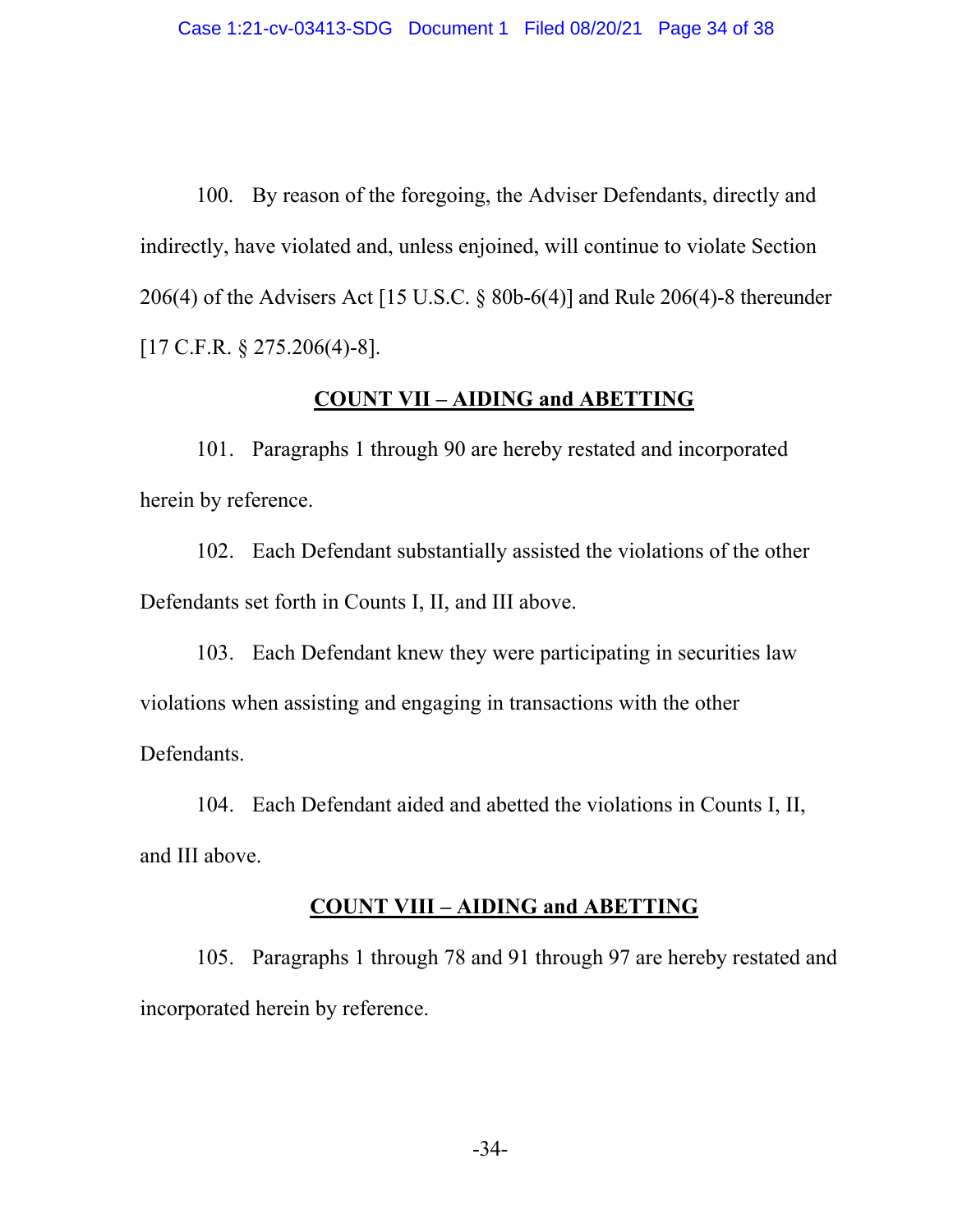100. By reason of the foregoing, the Adviser Defendants, directly and indirectly, have violated and, unless enjoined, will continue to violate Section 206(4) of the Advisers Act [15 U.S.C. § 80b-6(4)] and Rule 206(4)-8 thereunder [17 C.F.R. § 275.206(4)-8].

## COUNT VII – AIDING and ABETTING

101. Paragraphs 1 through 90 are hereby restated and incorporated herein by reference.

102. Each Defendant substantially assisted the violations of the other Defendants set forth in Counts I, II, and III above.

103. Each Defendant knew they were participating in securities law violations when assisting and engaging in transactions with the other Defendants.

104. Each Defendant aided and abetted the violations in Counts I, II, and III above.

## COUNT VIII – AIDING and ABETTING

105. Paragraphs 1 through 78 and 91 through 97 are hereby restated and incorporated herein by reference.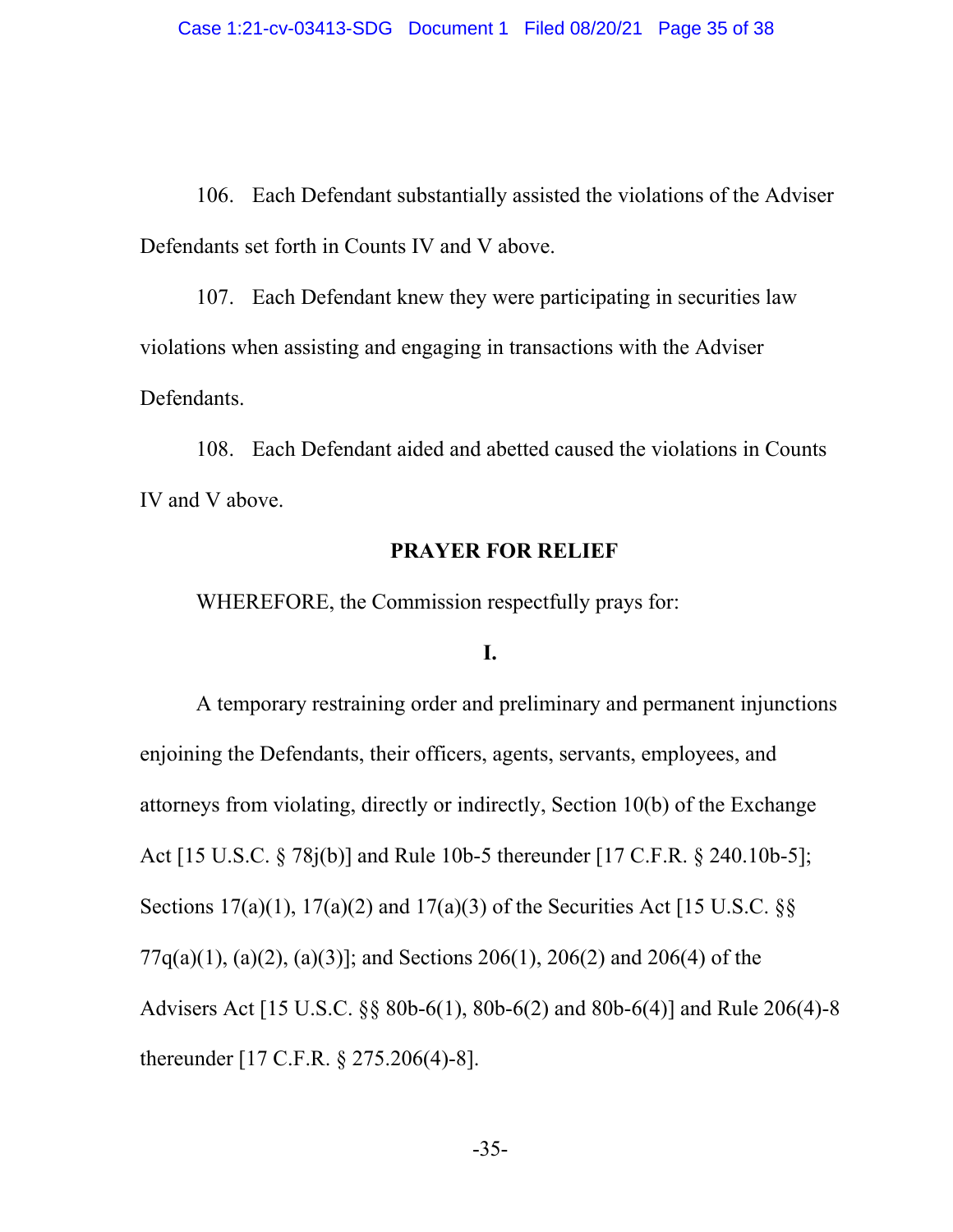106. Each Defendant substantially assisted the violations of the Adviser Defendants set forth in Counts IV and V above.

107. Each Defendant knew they were participating in securities law violations when assisting and engaging in transactions with the Adviser Defendants.

108. Each Defendant aided and abetted caused the violations in Counts IV and V above.

## PRAYER FOR RELIEF

WHEREFORE, the Commission respectfully prays for:

**I.**

A temporary restraining order and preliminary and permanent injunctions enjoining the Defendants, their officers, agents, servants, employees, and attorneys from violating, directly or indirectly, Section 10(b) of the Exchange Act [15 U.S.C. § 78j(b)] and Rule 10b-5 thereunder [17 C.F.R. § 240.10b-5]; Sections 17(a)(1), 17(a)(2) and 17(a)(3) of the Securities Act [15 U.S.C. §§ 77q(a)(1), (a)(2), (a)(3)]; and Sections 206(1), 206(2) and 206(4) of the Advisers Act [15 U.S.C. §§ 80b-6(1), 80b-6(2) and 80b-6(4)] and Rule 206(4)-8 thereunder [17 C.F.R. § 275.206(4)-8].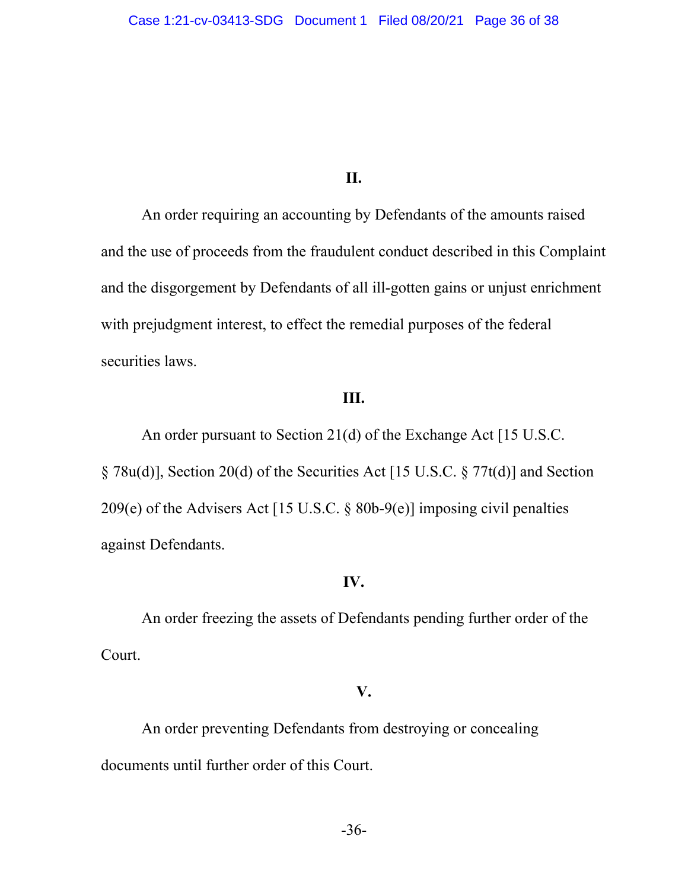## II.

An order requiring an accounting by Defendants of the amounts raised and the use of proceeds from the fraudulent conduct described in this Complaint and the disgorgement by Defendants of all ill-gotten gains or unjust enrichment with prejudgment interest, to effect the remedial purposes of the federal securities laws.

## III.

An order pursuant to Section 21(d) of the Exchange Act [15 U.S.C. § 78u(d)], Section 20(d) of the Securities Act [15 U.S.C. § 77t(d)] and Section 209(e) of the Advisers Act [15 U.S.C. § 80b-9(e)] imposing civil penalties against Defendants.

## IV.

An order freezing the assets of Defendants pending further order of the Court.

## V.

An order preventing Defendants from destroying or concealing documents until further order of this Court.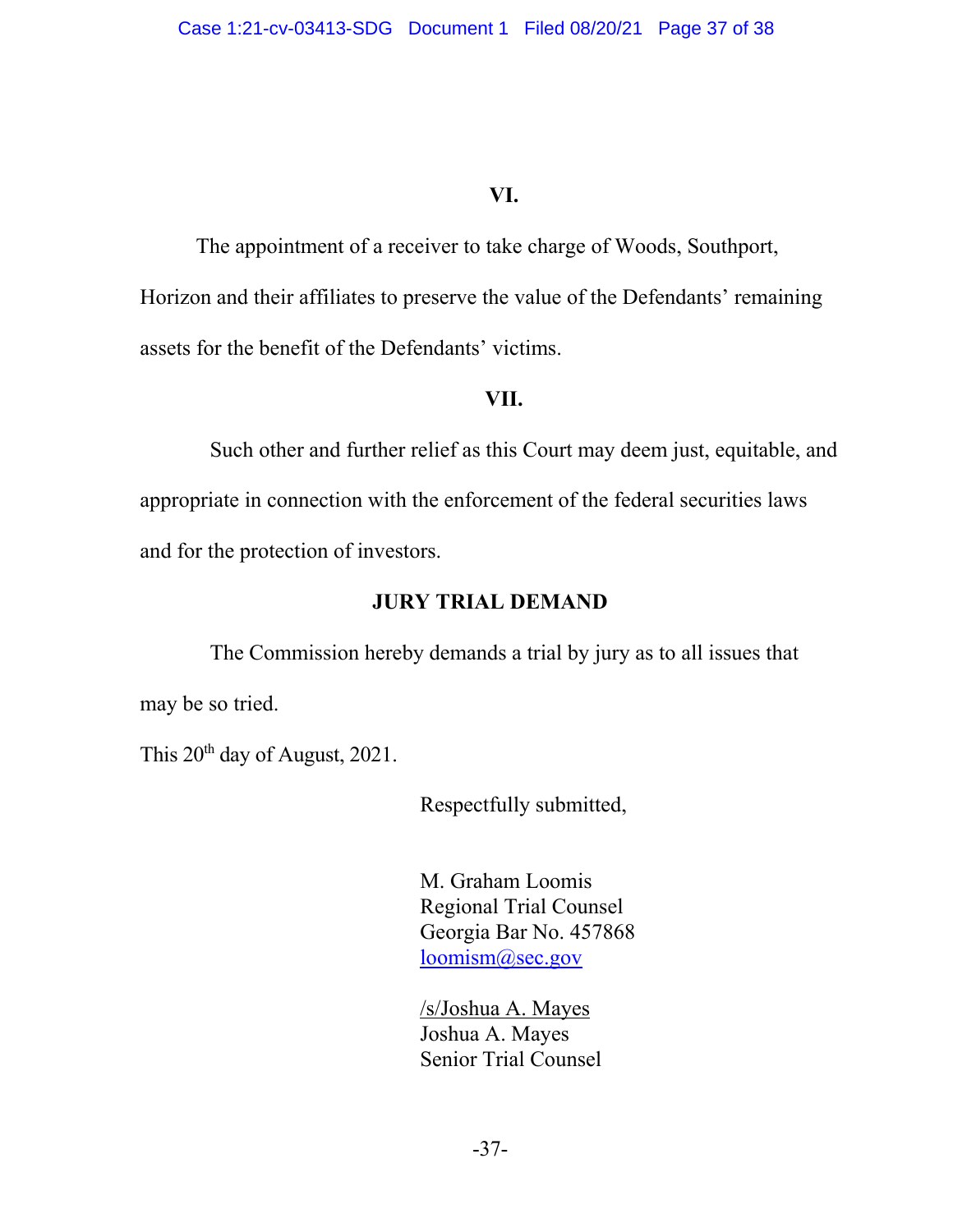**VI.**

The appointment of a receiver to take charge of Woods, Southport, Horizon and their affiliates to preserve the value of the Defendants' remaining assets for the benefit of the Defendants' victims.

**VII.**

Such other and further relief as this Court may deem just, equitable, and appropriate in connection with the enforcement of the federal securities laws and for the protection of investors.

**JURY TRIAL DEMAND**

The Commission hereby demands a trial by jury as to all issues that may be so tried.

This 20th day of August, 2021.

Respectfully submitted,

M. Graham Loomis
Regional Trial Counsel
Georgia Bar No. 457868
loomism@sec.gov

/s/Joshua A. Mayes
Joshua A. Mayes
Senior Trial Counsel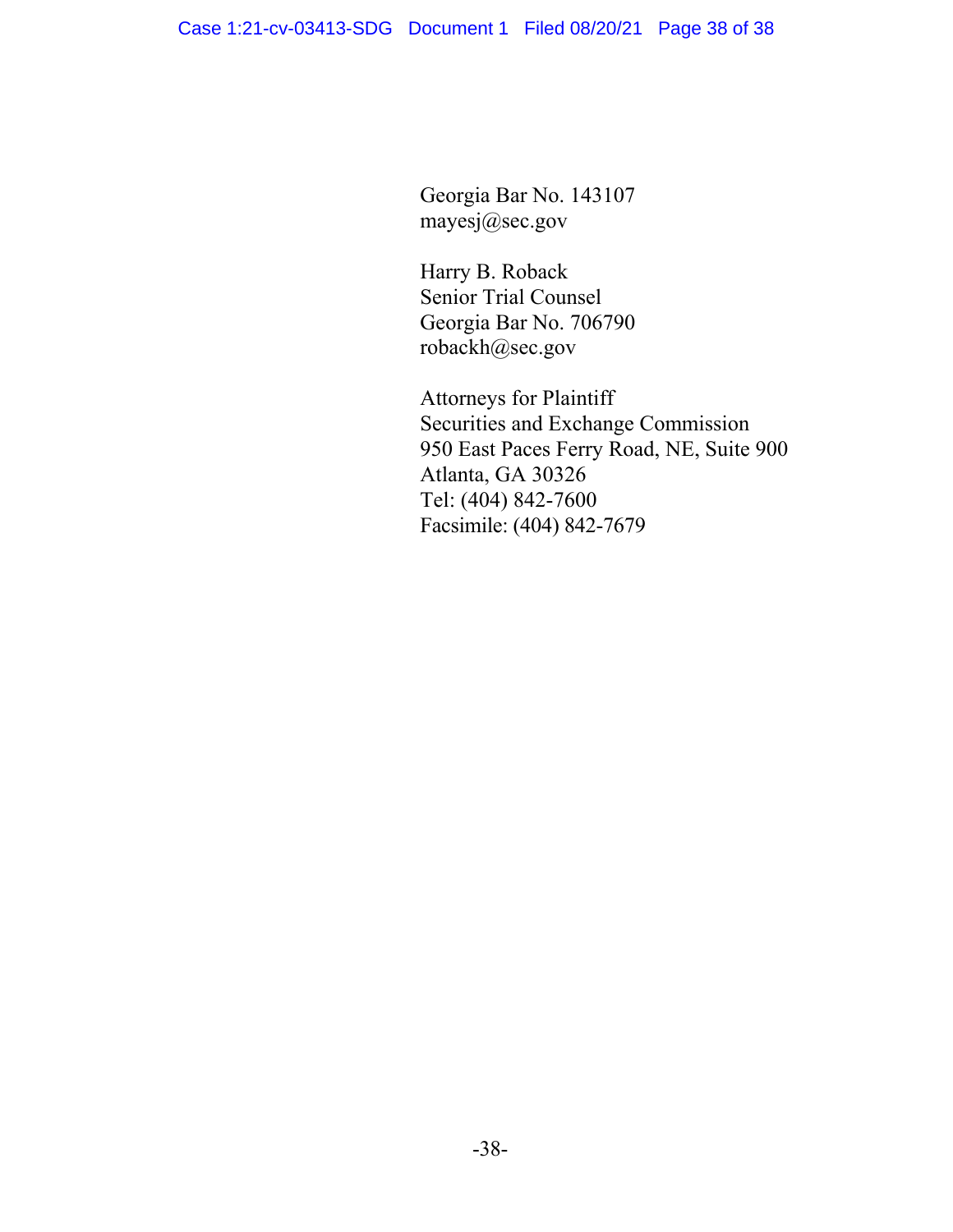Georgia Bar No. 143107
mayesj@sec.gov

Harry B. Roback
Senior Trial Counsel
Georgia Bar No. 706790
robackh@sec.gov

Attorneys for Plaintiff
Securities and Exchange Commission
950 East Paces Ferry Road, NE, Suite 900
Atlanta, GA 30326
Tel: (404) 842-7600
Facsimile: (404) 842-7679